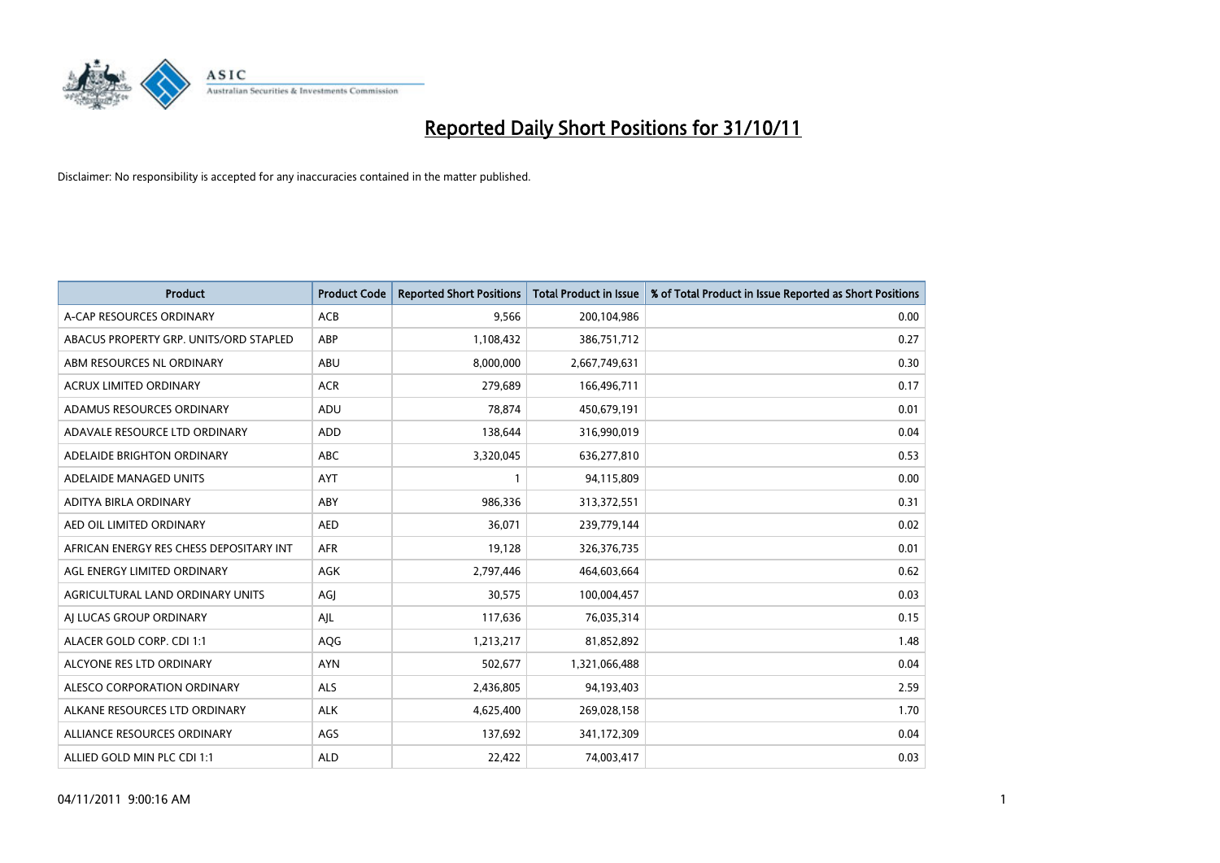# Reported Daily Short Positions for 31/10/11

Disclaimer: No responsibility is accepted for any inaccuracies contained in the matter published.

| Product | Product Code | Reported Short Positions | Total Product in Issue | % of Total Product in Issue Reported as Short Positions |
|---|---|---|---|---|
| A-CAP RESOURCES ORDINARY | ACB | 9,566 | 200,104,986 | 0.00 |
| ABACUS PROPERTY GRP. UNITS/ORD STAPLED | ABP | 1,108,432 | 386,751,712 | 0.27 |
| ABM RESOURCES NL ORDINARY | ABU | 8,000,000 | 2,667,749,631 | 0.30 |
| ACRUX LIMITED ORDINARY | ACR | 279,689 | 166,496,711 | 0.17 |
| ADAMUS RESOURCES ORDINARY | ADU | 78,874 | 450,679,191 | 0.01 |
| ADAVALE RESOURCE LTD ORDINARY | ADD | 138,644 | 316,990,019 | 0.04 |
| ADELAIDE BRIGHTON ORDINARY | ABC | 3,320,045 | 636,277,810 | 0.53 |
| ADELAIDE MANAGED UNITS | AYT | 1 | 94,115,809 | 0.00 |
| ADITYA BIRLA ORDINARY | ABY | 986,336 | 313,372,551 | 0.31 |
| AED OIL LIMITED ORDINARY | AED | 36,071 | 239,779,144 | 0.02 |
| AFRICAN ENERGY RES CHESS DEPOSITARY INT | AFR | 19,128 | 326,376,735 | 0.01 |
| AGL ENERGY LIMITED ORDINARY | AGK | 2,797,446 | 464,603,664 | 0.62 |
| AGRICULTURAL LAND ORDINARY UNITS | AGJ | 30,575 | 100,004,457 | 0.03 |
| AJ LUCAS GROUP ORDINARY | AJL | 117,636 | 76,035,314 | 0.15 |
| ALACER GOLD CORP. CDI 1:1 | AQG | 1,213,217 | 81,852,892 | 1.48 |
| ALCYONE RES LTD ORDINARY | AYN | 502,677 | 1,321,066,488 | 0.04 |
| ALESCO CORPORATION ORDINARY | ALS | 2,436,805 | 94,193,403 | 2.59 |
| ALKANE RESOURCES LTD ORDINARY | ALK | 4,625,400 | 269,028,158 | 1.70 |
| ALLIANCE RESOURCES ORDINARY | AGS | 137,692 | 341,172,309 | 0.04 |
| ALLIED GOLD MIN PLC CDI 1:1 | ALD | 22,422 | 74,003,417 | 0.03 |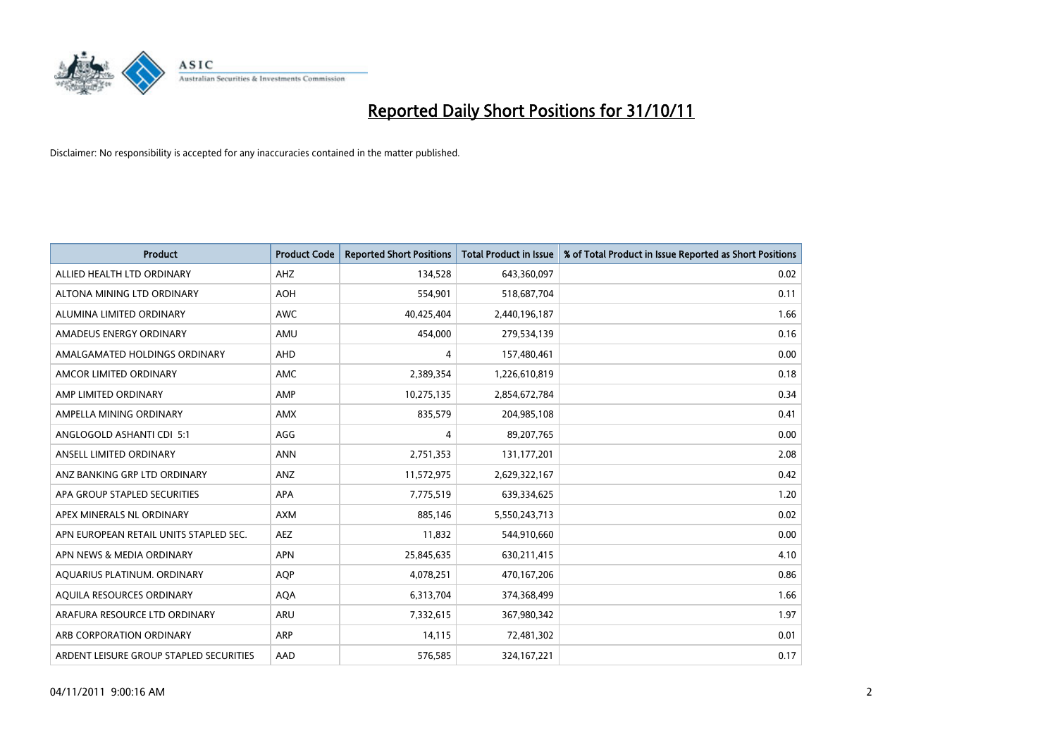# Reported Daily Short Positions for 31/10/11

Disclaimer: No responsibility is accepted for any inaccuracies contained in the matter published.

| Product | Product Code | Reported Short Positions | Total Product in Issue | % of Total Product in Issue Reported as Short Positions |
|---|---|---|---|---|
| ALLIED HEALTH LTD ORDINARY | AHZ | 134,528 | 643,360,097 | 0.02 |
| ALTONA MINING LTD ORDINARY | AOH | 554,901 | 518,687,704 | 0.11 |
| ALUMINA LIMITED ORDINARY | AWC | 40,425,404 | 2,440,196,187 | 1.66 |
| AMADEUS ENERGY ORDINARY | AMU | 454,000 | 279,534,139 | 0.16 |
| AMALGAMATED HOLDINGS ORDINARY | AHD | 4 | 157,480,461 | 0.00 |
| AMCOR LIMITED ORDINARY | AMC | 2,389,354 | 1,226,610,819 | 0.18 |
| AMP LIMITED ORDINARY | AMP | 10,275,135 | 2,854,672,784 | 0.34 |
| AMPELLA MINING ORDINARY | AMX | 835,579 | 204,985,108 | 0.41 |
| ANGLOGOLD ASHANTI CDI 5:1 | AGG | 4 | 89,207,765 | 0.00 |
| ANSELL LIMITED ORDINARY | ANN | 2,751,353 | 131,177,201 | 2.08 |
| ANZ BANKING GRP LTD ORDINARY | ANZ | 11,572,975 | 2,629,322,167 | 0.42 |
| APA GROUP STAPLED SECURITIES | APA | 7,775,519 | 639,334,625 | 1.20 |
| APEX MINERALS NL ORDINARY | AXM | 885,146 | 5,550,243,713 | 0.02 |
| APN EUROPEAN RETAIL UNITS STAPLED SEC. | AEZ | 11,832 | 544,910,660 | 0.00 |
| APN NEWS & MEDIA ORDINARY | APN | 25,845,635 | 630,211,415 | 4.10 |
| AQUARIUS PLATINUM. ORDINARY | AQP | 4,078,251 | 470,167,206 | 0.86 |
| AQUILA RESOURCES ORDINARY | AQA | 6,313,704 | 374,368,499 | 1.66 |
| ARAFURA RESOURCE LTD ORDINARY | ARU | 7,332,615 | 367,980,342 | 1.97 |
| ARB CORPORATION ORDINARY | ARP | 14,115 | 72,481,302 | 0.01 |
| ARDENT LEISURE GROUP STAPLED SECURITIES | AAD | 576,585 | 324,167,221 | 0.17 |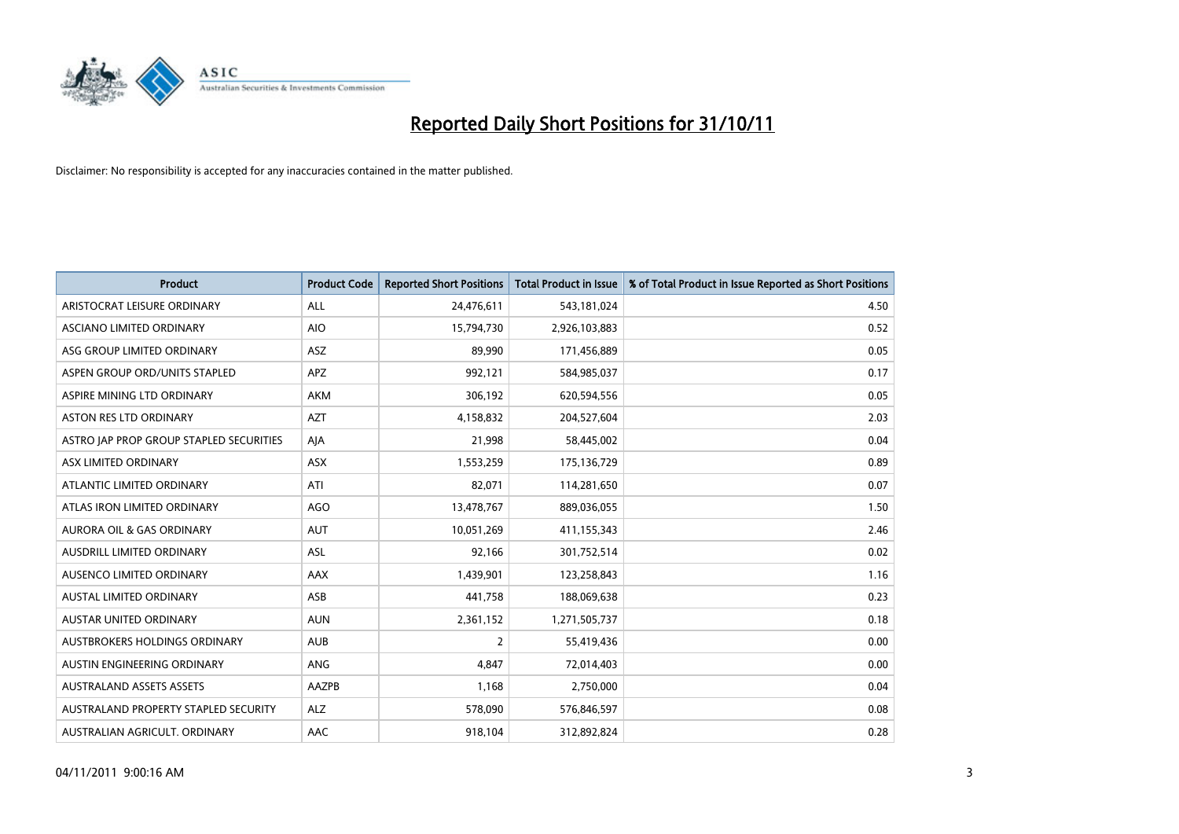# Reported Daily Short Positions for 31/10/11

Disclaimer: No responsibility is accepted for any inaccuracies contained in the matter published.

| Product | Product Code | Reported Short Positions | Total Product in Issue | % of Total Product in Issue Reported as Short Positions |
|---|---|---|---|---|
| ARISTOCRAT LEISURE ORDINARY | ALL | 24,476,611 | 543,181,024 | 4.50 |
| ASCIANO LIMITED ORDINARY | AIO | 15,794,730 | 2,926,103,883 | 0.52 |
| ASG GROUP LIMITED ORDINARY | ASZ | 89,990 | 171,456,889 | 0.05 |
| ASPEN GROUP ORD/UNITS STAPLED | APZ | 992,121 | 584,985,037 | 0.17 |
| ASPIRE MINING LTD ORDINARY | AKM | 306,192 | 620,594,556 | 0.05 |
| ASTON RES LTD ORDINARY | AZT | 4,158,832 | 204,527,604 | 2.03 |
| ASTRO JAP PROP GROUP STAPLED SECURITIES | AJA | 21,998 | 58,445,002 | 0.04 |
| ASX LIMITED ORDINARY | ASX | 1,553,259 | 175,136,729 | 0.89 |
| ATLANTIC LIMITED ORDINARY | ATI | 82,071 | 114,281,650 | 0.07 |
| ATLAS IRON LIMITED ORDINARY | AGO | 13,478,767 | 889,036,055 | 1.50 |
| AURORA OIL & GAS ORDINARY | AUT | 10,051,269 | 411,155,343 | 2.46 |
| AUSDRILL LIMITED ORDINARY | ASL | 92,166 | 301,752,514 | 0.02 |
| AUSENCO LIMITED ORDINARY | AAX | 1,439,901 | 123,258,843 | 1.16 |
| AUSTAL LIMITED ORDINARY | ASB | 441,758 | 188,069,638 | 0.23 |
| AUSTAR UNITED ORDINARY | AUN | 2,361,152 | 1,271,505,737 | 0.18 |
| AUSTBROKERS HOLDINGS ORDINARY | AUB | 2 | 55,419,436 | 0.00 |
| AUSTIN ENGINEERING ORDINARY | ANG | 4,847 | 72,014,403 | 0.00 |
| AUSTRALAND ASSETS ASSETS | AAZPB | 1,168 | 2,750,000 | 0.04 |
| AUSTRALAND PROPERTY STAPLED SECURITY | ALZ | 578,090 | 576,846,597 | 0.08 |
| AUSTRALIAN AGRICULT. ORDINARY | AAC | 918,104 | 312,892,824 | 0.28 |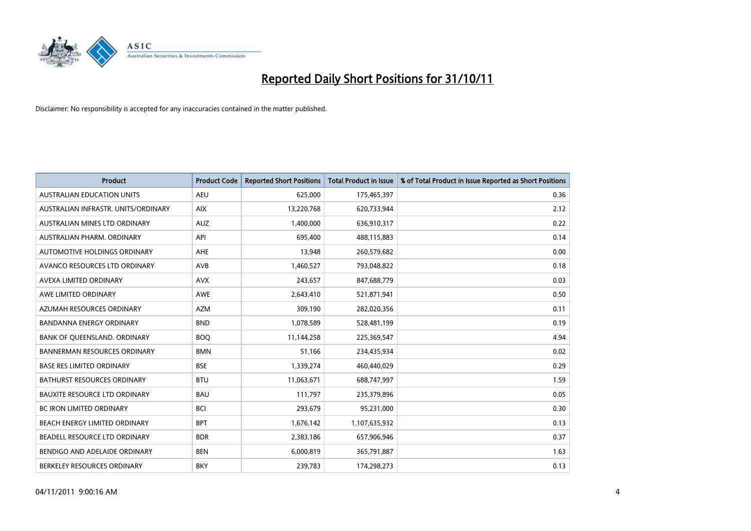# Reported Daily Short Positions for 31/10/11

Disclaimer: No responsibility is accepted for any inaccuracies contained in the matter published.

| Product | Product Code | Reported Short Positions | Total Product in Issue | % of Total Product in Issue Reported as Short Positions |
|---|---|---|---|---|
| AUSTRALIAN EDUCATION UNITS | AEU | 625,000 | 175,465,397 | 0.36 |
| AUSTRALIAN INFRASTR. UNITS/ORDINARY | AIX | 13,220,768 | 620,733,944 | 2.12 |
| AUSTRALIAN MINES LTD ORDINARY | AUZ | 1,400,000 | 636,910,317 | 0.22 |
| AUSTRALIAN PHARM. ORDINARY | API | 695,400 | 488,115,883 | 0.14 |
| AUTOMOTIVE HOLDINGS ORDINARY | AHE | 13,948 | 260,579,682 | 0.00 |
| AVANCO RESOURCES LTD ORDINARY | AVB | 1,460,527 | 793,048,822 | 0.18 |
| AVEXA LIMITED ORDINARY | AVX | 243,657 | 847,688,779 | 0.03 |
| AWE LIMITED ORDINARY | AWE | 2,643,410 | 521,871,941 | 0.50 |
| AZUMAH RESOURCES ORDINARY | AZM | 309,190 | 282,020,356 | 0.11 |
| BANDANNA ENERGY ORDINARY | BND | 1,078,589 | 528,481,199 | 0.19 |
| BANK OF QUEENSLAND. ORDINARY | BOQ | 11,144,258 | 225,369,547 | 4.94 |
| BANNERMAN RESOURCES ORDINARY | BMN | 51,166 | 234,435,934 | 0.02 |
| BASE RES LIMITED ORDINARY | BSE | 1,339,274 | 460,440,029 | 0.29 |
| BATHURST RESOURCES ORDINARY | BTU | 11,063,671 | 688,747,997 | 1.59 |
| BAUXITE RESOURCE LTD ORDINARY | BAU | 111,797 | 235,379,896 | 0.05 |
| BC IRON LIMITED ORDINARY | BCI | 293,679 | 95,231,000 | 0.30 |
| BEACH ENERGY LIMITED ORDINARY | BPT | 1,676,142 | 1,107,635,932 | 0.13 |
| BEADELL RESOURCE LTD ORDINARY | BDR | 2,383,186 | 657,906,946 | 0.37 |
| BENDIGO AND ADELAIDE ORDINARY | BEN | 6,000,819 | 365,791,887 | 1.63 |
| BERKELEY RESOURCES ORDINARY | BKY | 239,783 | 174,298,273 | 0.13 |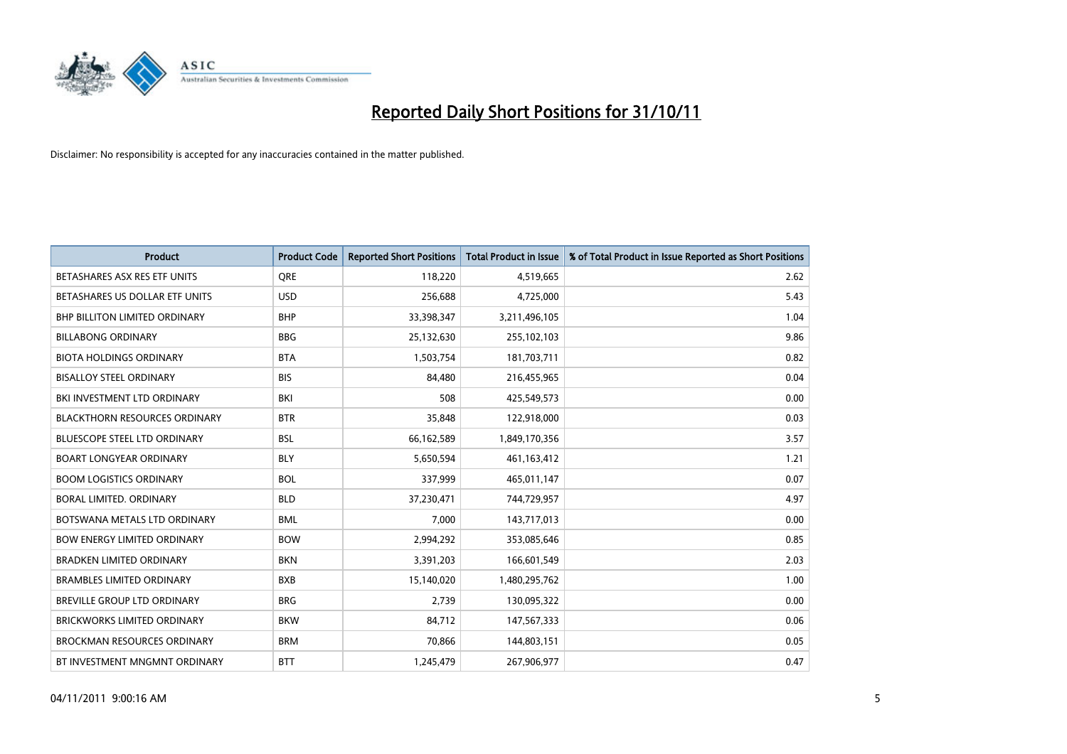# Reported Daily Short Positions for 31/10/11

Disclaimer: No responsibility is accepted for any inaccuracies contained in the matter published.

| Product | Product Code | Reported Short Positions | Total Product in Issue | % of Total Product in Issue Reported as Short Positions |
|---|---|---|---|---|
| BETASHARES ASX RES ETF UNITS | QRE | 118,220 | 4,519,665 | 2.62 |
| BETASHARES US DOLLAR ETF UNITS | USD | 256,688 | 4,725,000 | 5.43 |
| BHP BILLITON LIMITED ORDINARY | BHP | 33,398,347 | 3,211,496,105 | 1.04 |
| BILLABONG ORDINARY | BBG | 25,132,630 | 255,102,103 | 9.86 |
| BIOTA HOLDINGS ORDINARY | BTA | 1,503,754 | 181,703,711 | 0.82 |
| BISALLOY STEEL ORDINARY | BIS | 84,480 | 216,455,965 | 0.04 |
| BKI INVESTMENT LTD ORDINARY | BKI | 508 | 425,549,573 | 0.00 |
| BLACKTHORN RESOURCES ORDINARY | BTR | 35,848 | 122,918,000 | 0.03 |
| BLUESCOPE STEEL LTD ORDINARY | BSL | 66,162,589 | 1,849,170,356 | 3.57 |
| BOART LONGYEAR ORDINARY | BLY | 5,650,594 | 461,163,412 | 1.21 |
| BOOM LOGISTICS ORDINARY | BOL | 337,999 | 465,011,147 | 0.07 |
| BORAL LIMITED. ORDINARY | BLD | 37,230,471 | 744,729,957 | 4.97 |
| BOTSWANA METALS LTD ORDINARY | BML | 7,000 | 143,717,013 | 0.00 |
| BOW ENERGY LIMITED ORDINARY | BOW | 2,994,292 | 353,085,646 | 0.85 |
| BRADKEN LIMITED ORDINARY | BKN | 3,391,203 | 166,601,549 | 2.03 |
| BRAMBLES LIMITED ORDINARY | BXB | 15,140,020 | 1,480,295,762 | 1.00 |
| BREVILLE GROUP LTD ORDINARY | BRG | 2,739 | 130,095,322 | 0.00 |
| BRICKWORKS LIMITED ORDINARY | BKW | 84,712 | 147,567,333 | 0.06 |
| BROCKMAN RESOURCES ORDINARY | BRM | 70,866 | 144,803,151 | 0.05 |
| BT INVESTMENT MNGMNT ORDINARY | BTT | 1,245,479 | 267,906,977 | 0.47 |

04/11/2011 9:00:16 AM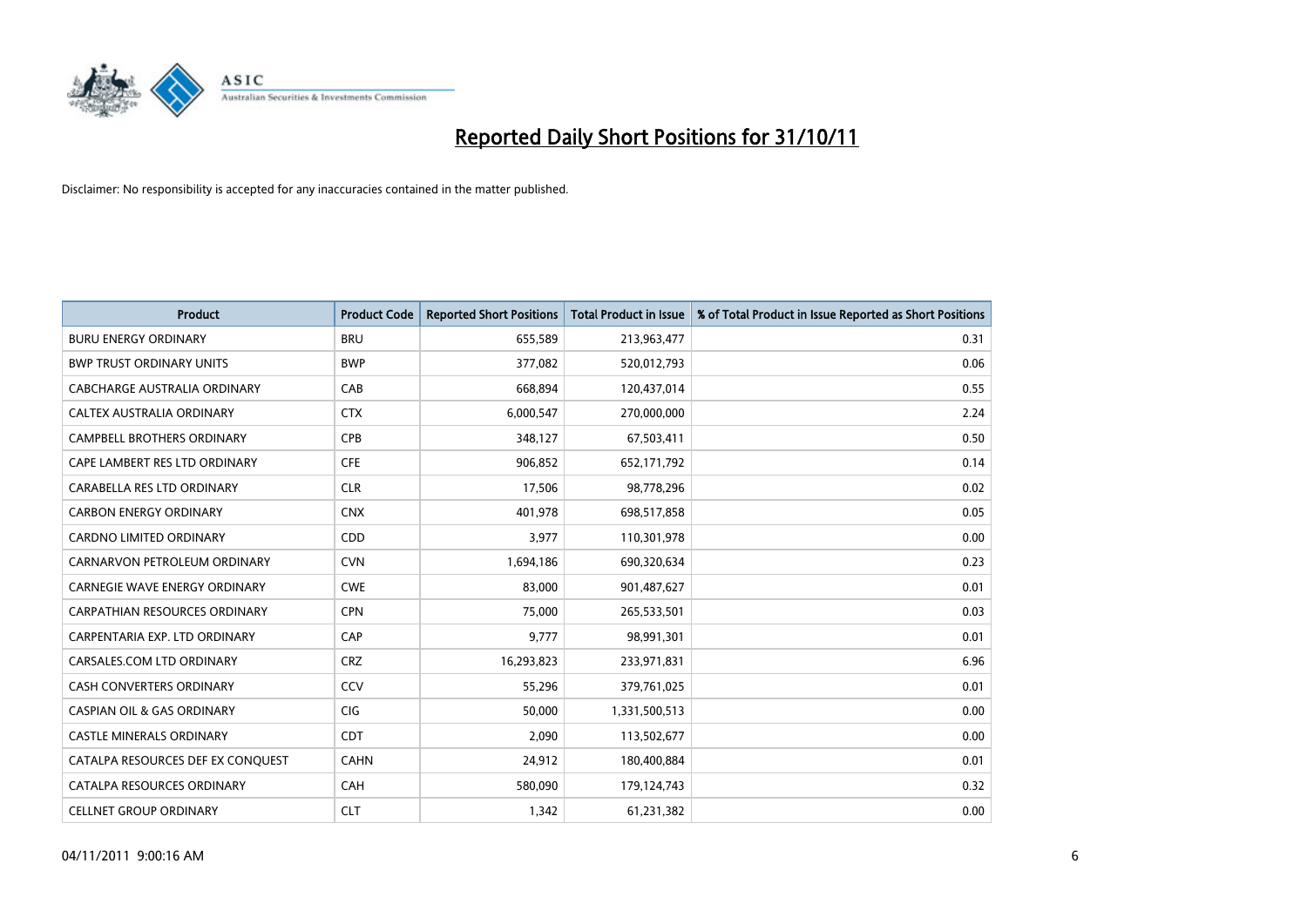# Reported Daily Short Positions for 31/10/11

Disclaimer: No responsibility is accepted for any inaccuracies contained in the matter published.

| Product | Product Code | Reported Short Positions | Total Product in Issue | % of Total Product in Issue Reported as Short Positions |
|---|---|---|---|---|
| BURU ENERGY ORDINARY | BRU | 655,589 | 213,963,477 | 0.31 |
| BWP TRUST ORDINARY UNITS | BWP | 377,082 | 520,012,793 | 0.06 |
| CABCHARGE AUSTRALIA ORDINARY | CAB | 668,894 | 120,437,014 | 0.55 |
| CALTEX AUSTRALIA ORDINARY | CTX | 6,000,547 | 270,000,000 | 2.24 |
| CAMPBELL BROTHERS ORDINARY | CPB | 348,127 | 67,503,411 | 0.50 |
| CAPE LAMBERT RES LTD ORDINARY | CFE | 906,852 | 652,171,792 | 0.14 |
| CARABELLA RES LTD ORDINARY | CLR | 17,506 | 98,778,296 | 0.02 |
| CARBON ENERGY ORDINARY | CNX | 401,978 | 698,517,858 | 0.05 |
| CARDNO LIMITED ORDINARY | CDD | 3,977 | 110,301,978 | 0.00 |
| CARNARVON PETROLEUM ORDINARY | CVN | 1,694,186 | 690,320,634 | 0.23 |
| CARNEGIE WAVE ENERGY ORDINARY | CWE | 83,000 | 901,487,627 | 0.01 |
| CARPATHIAN RESOURCES ORDINARY | CPN | 75,000 | 265,533,501 | 0.03 |
| CARPENTARIA EXP. LTD ORDINARY | CAP | 9,777 | 98,991,301 | 0.01 |
| CARSALES.COM LTD ORDINARY | CRZ | 16,293,823 | 233,971,831 | 6.96 |
| CASH CONVERTERS ORDINARY | CCV | 55,296 | 379,761,025 | 0.01 |
| CASPIAN OIL & GAS ORDINARY | CIG | 50,000 | 1,331,500,513 | 0.00 |
| CASTLE MINERALS ORDINARY | CDT | 2,090 | 113,502,677 | 0.00 |
| CATALPA RESOURCES DEF EX CONQUEST | CAHN | 24,912 | 180,400,884 | 0.01 |
| CATALPA RESOURCES ORDINARY | CAH | 580,090 | 179,124,743 | 0.32 |
| CELLNET GROUP ORDINARY | CLT | 1,342 | 61,231,382 | 0.00 |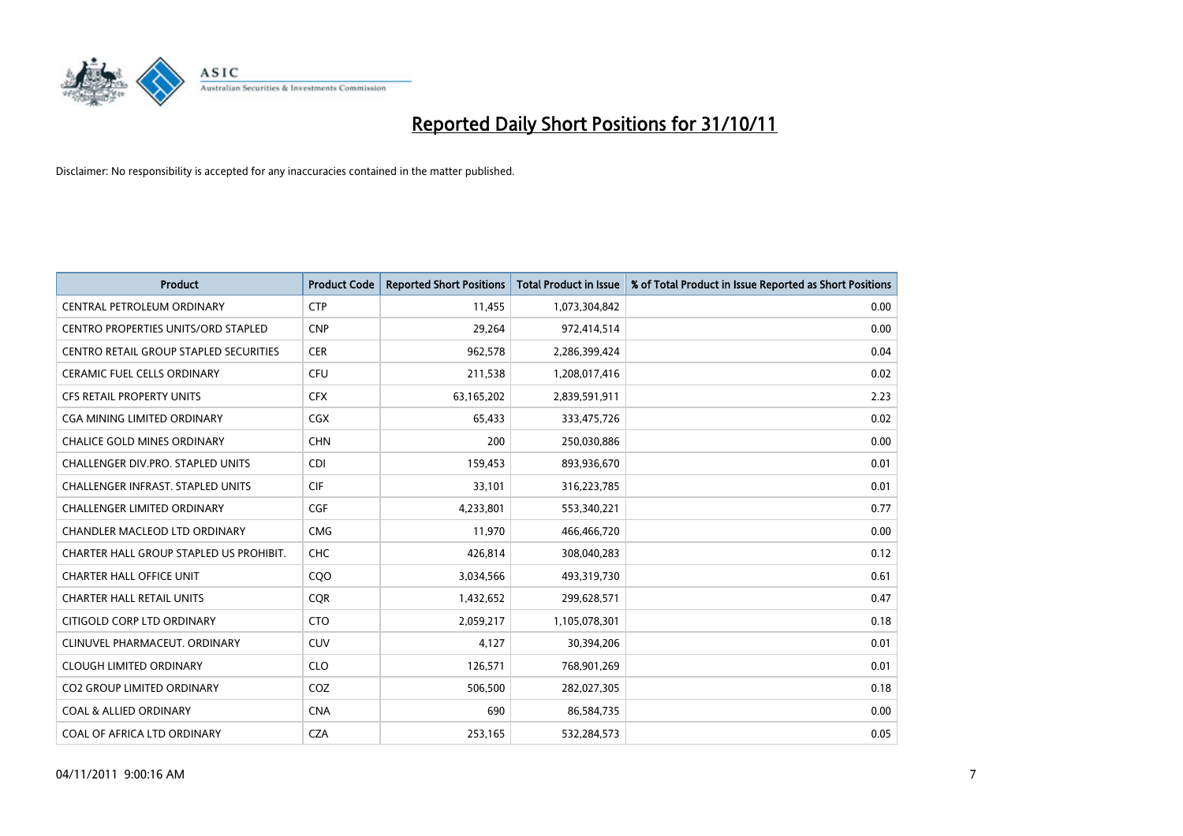# Reported Daily Short Positions for 31/10/11

Disclaimer: No responsibility is accepted for any inaccuracies contained in the matter published.

| Product | Product Code | Reported Short Positions | Total Product in Issue | % of Total Product in Issue Reported as Short Positions |
|---|---|---|---|---|
| CENTRAL PETROLEUM ORDINARY | CTP | 11,455 | 1,073,304,842 | 0.00 |
| CENTRO PROPERTIES UNITS/ORD STAPLED | CNP | 29,264 | 972,414,514 | 0.00 |
| CENTRO RETAIL GROUP STAPLED SECURITIES | CER | 962,578 | 2,286,399,424 | 0.04 |
| CERAMIC FUEL CELLS ORDINARY | CFU | 211,538 | 1,208,017,416 | 0.02 |
| CFS RETAIL PROPERTY UNITS | CFX | 63,165,202 | 2,839,591,911 | 2.23 |
| CGA MINING LIMITED ORDINARY | CGX | 65,433 | 333,475,726 | 0.02 |
| CHALICE GOLD MINES ORDINARY | CHN | 200 | 250,030,886 | 0.00 |
| CHALLENGER DIV.PRO. STAPLED UNITS | CDI | 159,453 | 893,936,670 | 0.01 |
| CHALLENGER INFRAST. STAPLED UNITS | CIF | 33,101 | 316,223,785 | 0.01 |
| CHALLENGER LIMITED ORDINARY | CGF | 4,233,801 | 553,340,221 | 0.77 |
| CHANDLER MACLEOD LTD ORDINARY | CMG | 11,970 | 466,466,720 | 0.00 |
| CHARTER HALL GROUP STAPLED US PROHIBIT. | CHC | 426,814 | 308,040,283 | 0.12 |
| CHARTER HALL OFFICE UNIT | CQO | 3,034,566 | 493,319,730 | 0.61 |
| CHARTER HALL RETAIL UNITS | CQR | 1,432,652 | 299,628,571 | 0.47 |
| CITIGOLD CORP LTD ORDINARY | CTO | 2,059,217 | 1,105,078,301 | 0.18 |
| CLINUVEL PHARMACEUT. ORDINARY | CUV | 4,127 | 30,394,206 | 0.01 |
| CLOUGH LIMITED ORDINARY | CLO | 126,571 | 768,901,269 | 0.01 |
| CO2 GROUP LIMITED ORDINARY | COZ | 506,500 | 282,027,305 | 0.18 |
| COAL & ALLIED ORDINARY | CNA | 690 | 86,584,735 | 0.00 |
| COAL OF AFRICA LTD ORDINARY | CZA | 253,165 | 532,284,573 | 0.05 |

04/11/2011 9:00:16 AM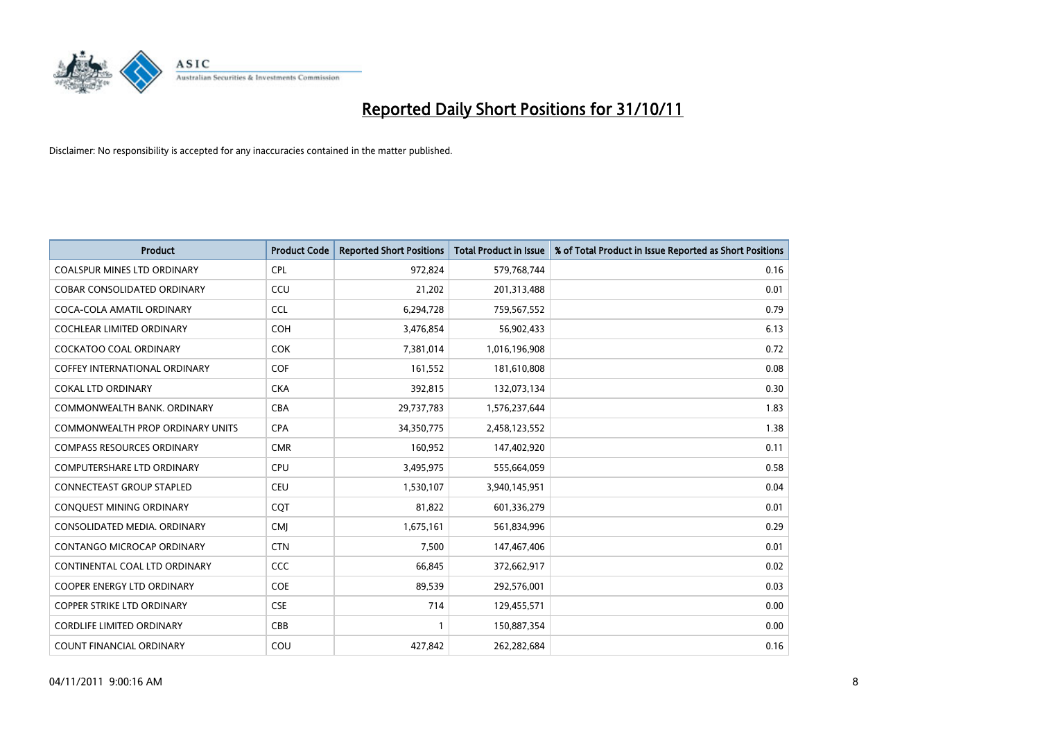# Reported Daily Short Positions for 31/10/11

Disclaimer: No responsibility is accepted for any inaccuracies contained in the matter published.

| Product | Product Code | Reported Short Positions | Total Product in Issue | % of Total Product in Issue Reported as Short Positions |
|---|---|---|---|---|
| COALSPUR MINES LTD ORDINARY | CPL | 972,824 | 579,768,744 | 0.16 |
| COBAR CONSOLIDATED ORDINARY | CCU | 21,202 | 201,313,488 | 0.01 |
| COCA-COLA AMATIL ORDINARY | CCL | 6,294,728 | 759,567,552 | 0.79 |
| COCHLEAR LIMITED ORDINARY | COH | 3,476,854 | 56,902,433 | 6.13 |
| COCKATOO COAL ORDINARY | COK | 7,381,014 | 1,016,196,908 | 0.72 |
| COFFEY INTERNATIONAL ORDINARY | COF | 161,552 | 181,610,808 | 0.08 |
| COKAL LTD ORDINARY | CKA | 392,815 | 132,073,134 | 0.30 |
| COMMONWEALTH BANK. ORDINARY | CBA | 29,737,783 | 1,576,237,644 | 1.83 |
| COMMONWEALTH PROP ORDINARY UNITS | CPA | 34,350,775 | 2,458,123,552 | 1.38 |
| COMPASS RESOURCES ORDINARY | CMR | 160,952 | 147,402,920 | 0.11 |
| COMPUTERSHARE LTD ORDINARY | CPU | 3,495,975 | 555,664,059 | 0.58 |
| CONNECTEAST GROUP STAPLED | CEU | 1,530,107 | 3,940,145,951 | 0.04 |
| CONQUEST MINING ORDINARY | CQT | 81,822 | 601,336,279 | 0.01 |
| CONSOLIDATED MEDIA. ORDINARY | CMJ | 1,675,161 | 561,834,996 | 0.29 |
| CONTANGO MICROCAP ORDINARY | CTN | 7,500 | 147,467,406 | 0.01 |
| CONTINENTAL COAL LTD ORDINARY | CCC | 66,845 | 372,662,917 | 0.02 |
| COOPER ENERGY LTD ORDINARY | COE | 89,539 | 292,576,001 | 0.03 |
| COPPER STRIKE LTD ORDINARY | CSE | 714 | 129,455,571 | 0.00 |
| CORDLIFE LIMITED ORDINARY | CBB | 1 | 150,887,354 | 0.00 |
| COUNT FINANCIAL ORDINARY | COU | 427,842 | 262,282,684 | 0.16 |

04/11/2011 9:00:16 AM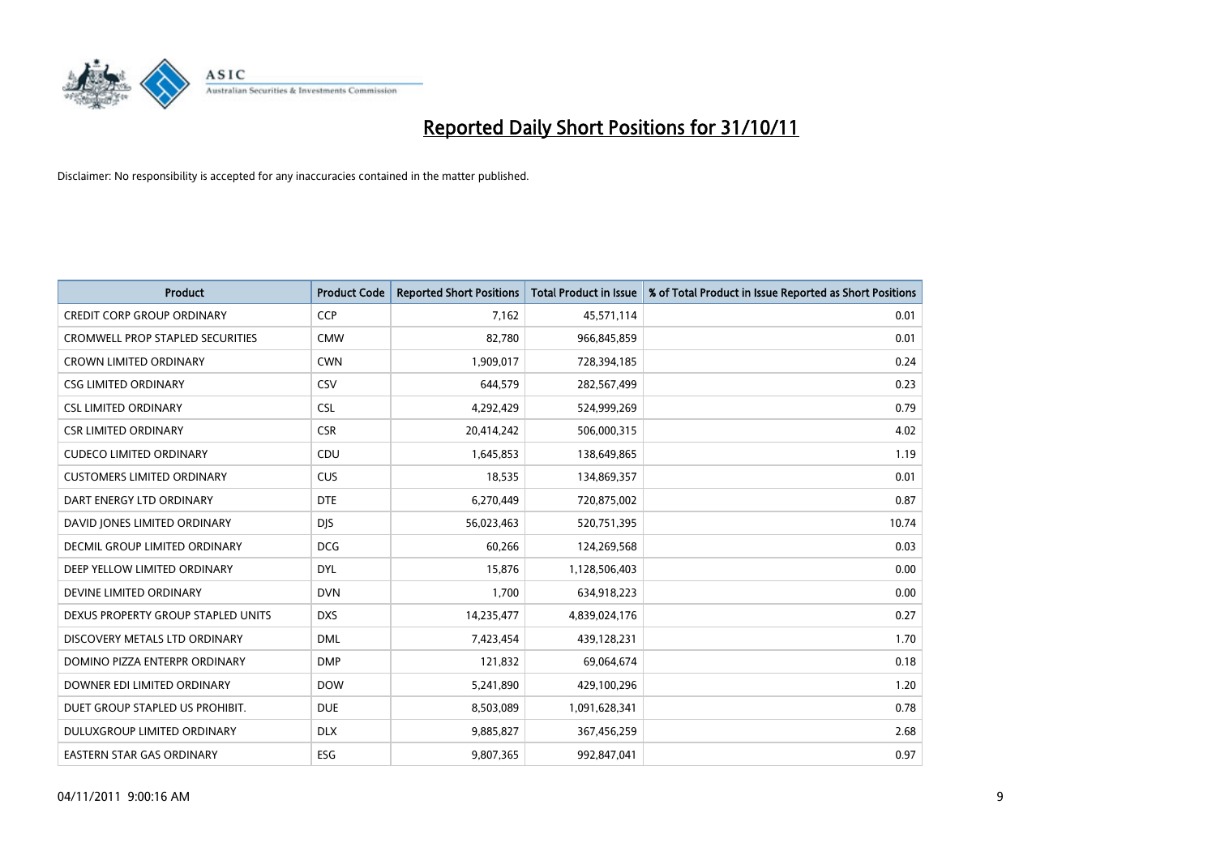# Reported Daily Short Positions for 31/10/11

Disclaimer: No responsibility is accepted for any inaccuracies contained in the matter published.

| Product | Product Code | Reported Short Positions | Total Product in Issue | % of Total Product in Issue Reported as Short Positions |
|---|---|---|---|---|
| CREDIT CORP GROUP ORDINARY | CCP | 7,162 | 45,571,114 | 0.01 |
| CROMWELL PROP STAPLED SECURITIES | CMW | 82,780 | 966,845,859 | 0.01 |
| CROWN LIMITED ORDINARY | CWN | 1,909,017 | 728,394,185 | 0.24 |
| CSG LIMITED ORDINARY | CSV | 644,579 | 282,567,499 | 0.23 |
| CSL LIMITED ORDINARY | CSL | 4,292,429 | 524,999,269 | 0.79 |
| CSR LIMITED ORDINARY | CSR | 20,414,242 | 506,000,315 | 4.02 |
| CUDECO LIMITED ORDINARY | CDU | 1,645,853 | 138,649,865 | 1.19 |
| CUSTOMERS LIMITED ORDINARY | CUS | 18,535 | 134,869,357 | 0.01 |
| DART ENERGY LTD ORDINARY | DTE | 6,270,449 | 720,875,002 | 0.87 |
| DAVID JONES LIMITED ORDINARY | DJS | 56,023,463 | 520,751,395 | 10.74 |
| DECMIL GROUP LIMITED ORDINARY | DCG | 60,266 | 124,269,568 | 0.03 |
| DEEP YELLOW LIMITED ORDINARY | DYL | 15,876 | 1,128,506,403 | 0.00 |
| DEVINE LIMITED ORDINARY | DVN | 1,700 | 634,918,223 | 0.00 |
| DEXUS PROPERTY GROUP STAPLED UNITS | DXS | 14,235,477 | 4,839,024,176 | 0.27 |
| DISCOVERY METALS LTD ORDINARY | DML | 7,423,454 | 439,128,231 | 1.70 |
| DOMINO PIZZA ENTERPR ORDINARY | DMP | 121,832 | 69,064,674 | 0.18 |
| DOWNER EDI LIMITED ORDINARY | DOW | 5,241,890 | 429,100,296 | 1.20 |
| DUET GROUP STAPLED US PROHIBIT. | DUE | 8,503,089 | 1,091,628,341 | 0.78 |
| DULUXGROUP LIMITED ORDINARY | DLX | 9,885,827 | 367,456,259 | 2.68 |
| EASTERN STAR GAS ORDINARY | ESG | 9,807,365 | 992,847,041 | 0.97 |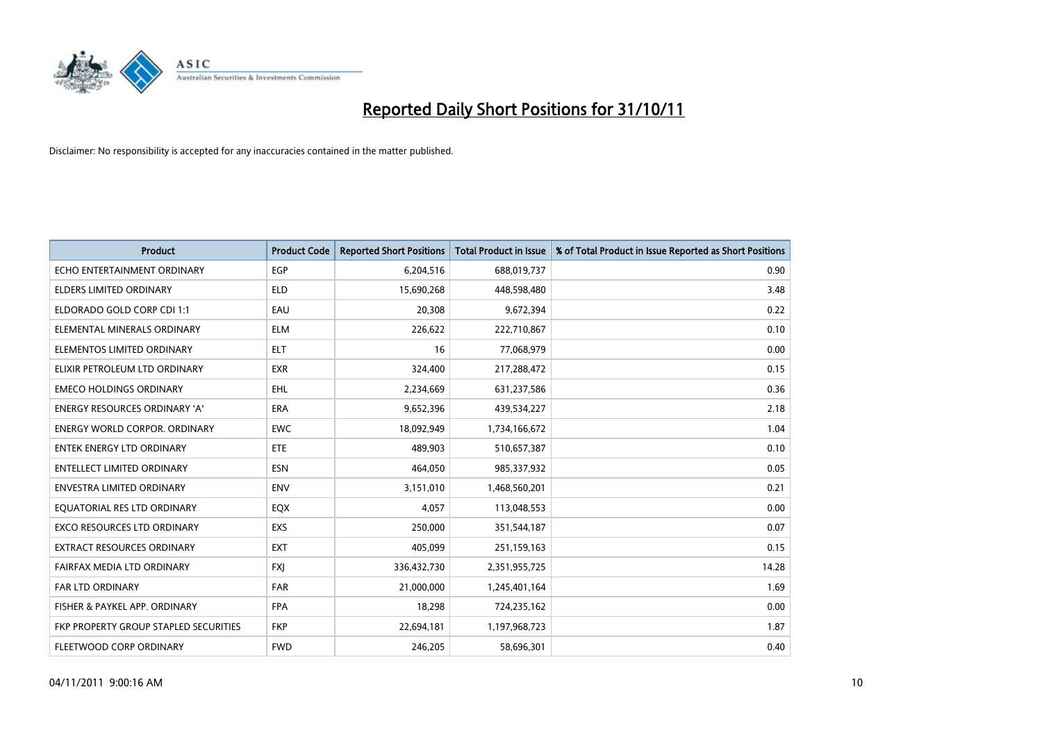# Reported Daily Short Positions for 31/10/11

Disclaimer: No responsibility is accepted for any inaccuracies contained in the matter published.

| Product | Product Code | Reported Short Positions | Total Product in Issue | % of Total Product in Issue Reported as Short Positions |
|---|---|---|---|---|
| ECHO ENTERTAINMENT ORDINARY | EGP | 6,204,516 | 688,019,737 | 0.90 |
| ELDERS LIMITED ORDINARY | ELD | 15,690,268 | 448,598,480 | 3.48 |
| ELDORADO GOLD CORP CDI 1:1 | EAU | 20,308 | 9,672,394 | 0.22 |
| ELEMENTAL MINERALS ORDINARY | ELM | 226,622 | 222,710,867 | 0.10 |
| ELEMENTOS LIMITED ORDINARY | ELT | 16 | 77,068,979 | 0.00 |
| ELIXIR PETROLEUM LTD ORDINARY | EXR | 324,400 | 217,288,472 | 0.15 |
| EMECO HOLDINGS ORDINARY | EHL | 2,234,669 | 631,237,586 | 0.36 |
| ENERGY RESOURCES ORDINARY 'A' | ERA | 9,652,396 | 439,534,227 | 2.18 |
| ENERGY WORLD CORPOR. ORDINARY | EWC | 18,092,949 | 1,734,166,672 | 1.04 |
| ENTEK ENERGY LTD ORDINARY | ETE | 489,903 | 510,657,387 | 0.10 |
| ENTELLECT LIMITED ORDINARY | ESN | 464,050 | 985,337,932 | 0.05 |
| ENVESTRA LIMITED ORDINARY | ENV | 3,151,010 | 1,468,560,201 | 0.21 |
| EQUATORIAL RES LTD ORDINARY | EQX | 4,057 | 113,048,553 | 0.00 |
| EXCO RESOURCES LTD ORDINARY | EXS | 250,000 | 351,544,187 | 0.07 |
| EXTRACT RESOURCES ORDINARY | EXT | 405,099 | 251,159,163 | 0.15 |
| FAIRFAX MEDIA LTD ORDINARY | FXJ | 336,432,730 | 2,351,955,725 | 14.28 |
| FAR LTD ORDINARY | FAR | 21,000,000 | 1,245,401,164 | 1.69 |
| FISHER & PAYKEL APP. ORDINARY | FPA | 18,298 | 724,235,162 | 0.00 |
| FKP PROPERTY GROUP STAPLED SECURITIES | FKP | 22,694,181 | 1,197,968,723 | 1.87 |
| FLEETWOOD CORP ORDINARY | FWD | 246,205 | 58,696,301 | 0.40 |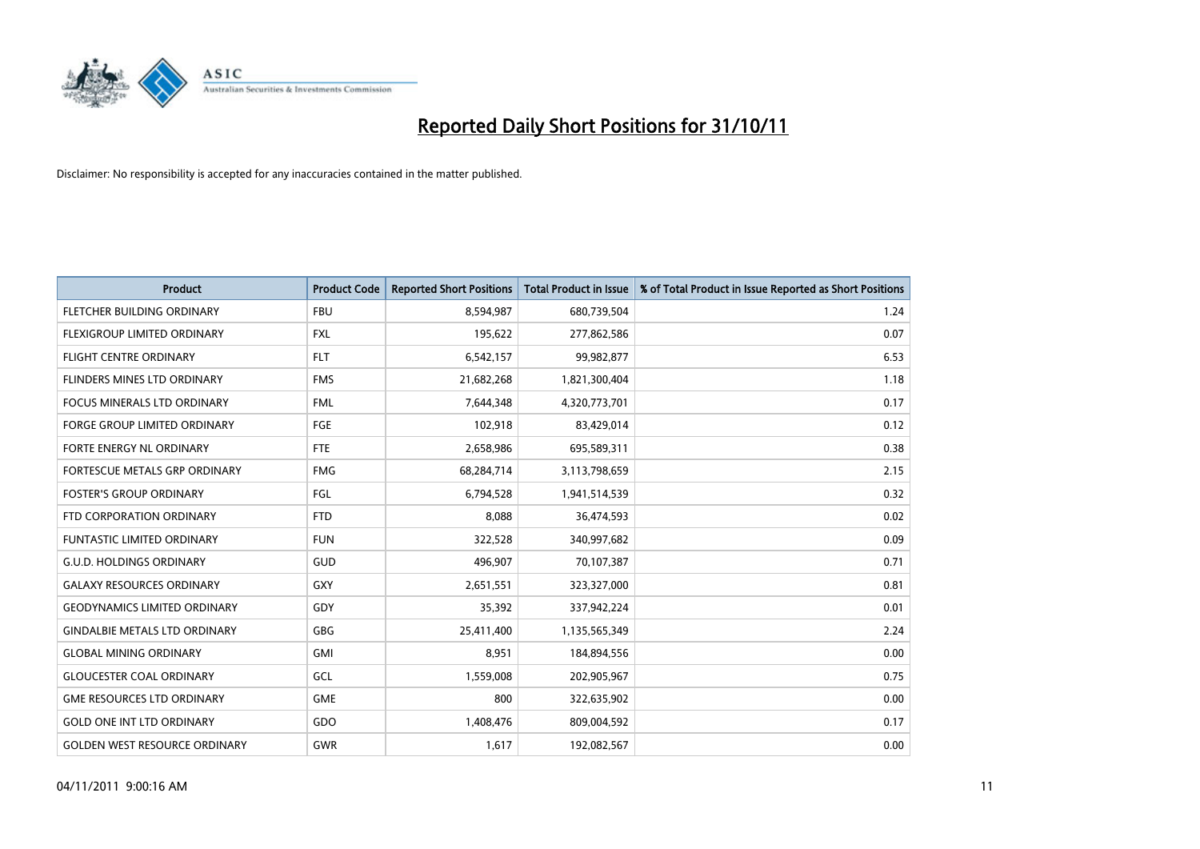# Reported Daily Short Positions for 31/10/11

Disclaimer: No responsibility is accepted for any inaccuracies contained in the matter published.

| Product | Product Code | Reported Short Positions | Total Product in Issue | % of Total Product in Issue Reported as Short Positions |
|---|---|---|---|---|
| FLETCHER BUILDING ORDINARY | FBU | 8,594,987 | 680,739,504 | 1.24 |
| FLEXIGROUP LIMITED ORDINARY | FXL | 195,622 | 277,862,586 | 0.07 |
| FLIGHT CENTRE ORDINARY | FLT | 6,542,157 | 99,982,877 | 6.53 |
| FLINDERS MINES LTD ORDINARY | FMS | 21,682,268 | 1,821,300,404 | 1.18 |
| FOCUS MINERALS LTD ORDINARY | FML | 7,644,348 | 4,320,773,701 | 0.17 |
| FORGE GROUP LIMITED ORDINARY | FGE | 102,918 | 83,429,014 | 0.12 |
| FORTE ENERGY NL ORDINARY | FTE | 2,658,986 | 695,589,311 | 0.38 |
| FORTESCUE METALS GRP ORDINARY | FMG | 68,284,714 | 3,113,798,659 | 2.15 |
| FOSTER'S GROUP ORDINARY | FGL | 6,794,528 | 1,941,514,539 | 0.32 |
| FTD CORPORATION ORDINARY | FTD | 8,088 | 36,474,593 | 0.02 |
| FUNTASTIC LIMITED ORDINARY | FUN | 322,528 | 340,997,682 | 0.09 |
| G.U.D. HOLDINGS ORDINARY | GUD | 496,907 | 70,107,387 | 0.71 |
| GALAXY RESOURCES ORDINARY | GXY | 2,651,551 | 323,327,000 | 0.81 |
| GEODYNAMICS LIMITED ORDINARY | GDY | 35,392 | 337,942,224 | 0.01 |
| GINDALBIE METALS LTD ORDINARY | GBG | 25,411,400 | 1,135,565,349 | 2.24 |
| GLOBAL MINING ORDINARY | GMI | 8,951 | 184,894,556 | 0.00 |
| GLOUCESTER COAL ORDINARY | GCL | 1,559,008 | 202,905,967 | 0.75 |
| GME RESOURCES LTD ORDINARY | GME | 800 | 322,635,902 | 0.00 |
| GOLD ONE INT LTD ORDINARY | GDO | 1,408,476 | 809,004,592 | 0.17 |
| GOLDEN WEST RESOURCE ORDINARY | GWR | 1,617 | 192,082,567 | 0.00 |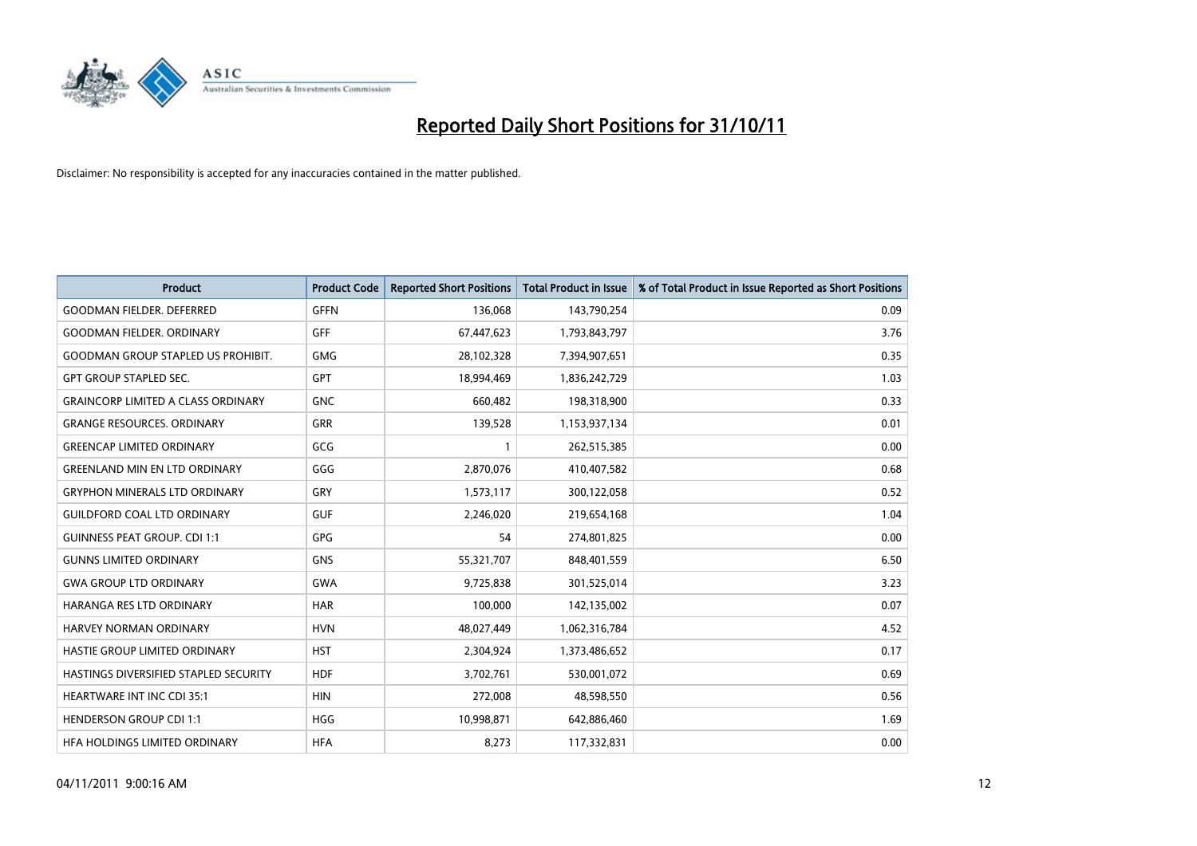# Reported Daily Short Positions for 31/10/11

Disclaimer: No responsibility is accepted for any inaccuracies contained in the matter published.

| Product | Product Code | Reported Short Positions | Total Product in Issue | % of Total Product in Issue Reported as Short Positions |
| --- | --- | --- | --- | --- |
| GOODMAN FIELDER. DEFERRED | GFFN | 136,068 | 143,790,254 | 0.09 |
| GOODMAN FIELDER. ORDINARY | GFF | 67,447,623 | 1,793,843,797 | 3.76 |
| GOODMAN GROUP STAPLED US PROHIBIT. | GMG | 28,102,328 | 7,394,907,651 | 0.35 |
| GPT GROUP STAPLED SEC. | GPT | 18,994,469 | 1,836,242,729 | 1.03 |
| GRAINCORP LIMITED A CLASS ORDINARY | GNC | 660,482 | 198,318,900 | 0.33 |
| GRANGE RESOURCES. ORDINARY | GRR | 139,528 | 1,153,937,134 | 0.01 |
| GREENCAP LIMITED ORDINARY | GCG | 1 | 262,515,385 | 0.00 |
| GREENLAND MIN EN LTD ORDINARY | GGG | 2,870,076 | 410,407,582 | 0.68 |
| GRYPHON MINERALS LTD ORDINARY | GRY | 1,573,117 | 300,122,058 | 0.52 |
| GUILDFORD COAL LTD ORDINARY | GUF | 2,246,020 | 219,654,168 | 1.04 |
| GUINNESS PEAT GROUP. CDI 1:1 | GPG | 54 | 274,801,825 | 0.00 |
| GUNNS LIMITED ORDINARY | GNS | 55,321,707 | 848,401,559 | 6.50 |
| GWA GROUP LTD ORDINARY | GWA | 9,725,838 | 301,525,014 | 3.23 |
| HARANGA RES LTD ORDINARY | HAR | 100,000 | 142,135,002 | 0.07 |
| HARVEY NORMAN ORDINARY | HVN | 48,027,449 | 1,062,316,784 | 4.52 |
| HASTIE GROUP LIMITED ORDINARY | HST | 2,304,924 | 1,373,486,652 | 0.17 |
| HASTINGS DIVERSIFIED STAPLED SECURITY | HDF | 3,702,761 | 530,001,072 | 0.69 |
| HEARTWARE INT INC CDI 35:1 | HIN | 272,008 | 48,598,550 | 0.56 |
| HENDERSON GROUP CDI 1:1 | HGG | 10,998,871 | 642,886,460 | 1.69 |
| HFA HOLDINGS LIMITED ORDINARY | HFA | 8,273 | 117,332,831 | 0.00 |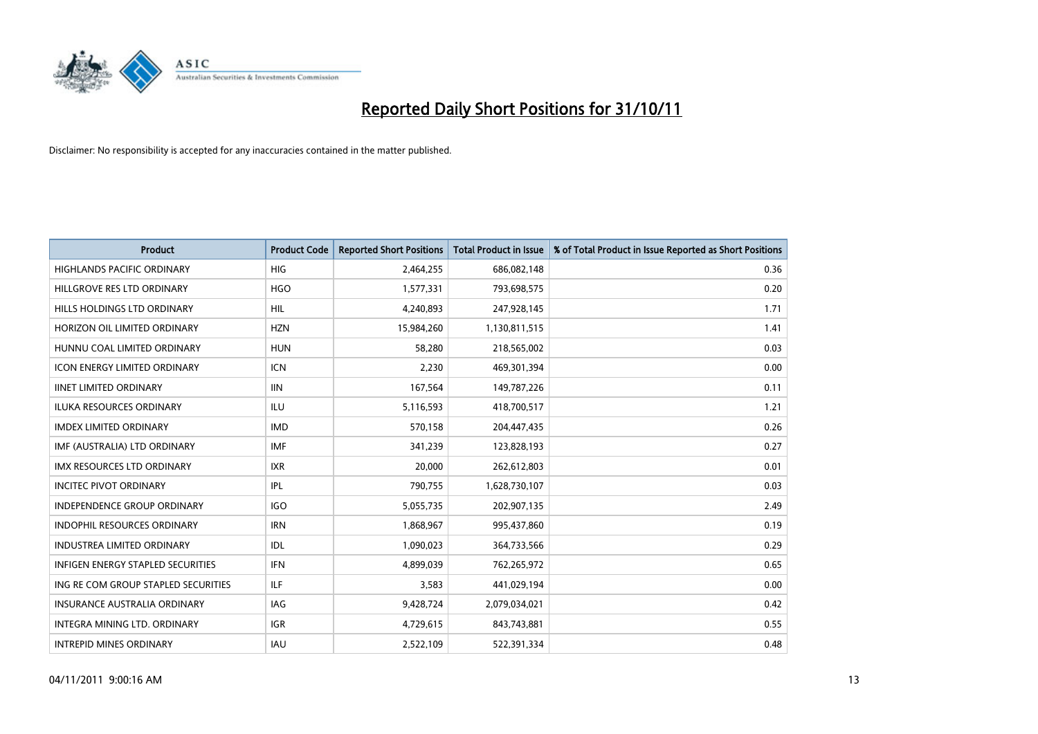# Reported Daily Short Positions for 31/10/11

Disclaimer: No responsibility is accepted for any inaccuracies contained in the matter published.

| Product | Product Code | Reported Short Positions | Total Product in Issue | % of Total Product in Issue Reported as Short Positions |
|---|---|---|---|---|
| HIGHLANDS PACIFIC ORDINARY | HIG | 2,464,255 | 686,082,148 | 0.36 |
| HILLGROVE RES LTD ORDINARY | HGO | 1,577,331 | 793,698,575 | 0.20 |
| HILLS HOLDINGS LTD ORDINARY | HIL | 4,240,893 | 247,928,145 | 1.71 |
| HORIZON OIL LIMITED ORDINARY | HZN | 15,984,260 | 1,130,811,515 | 1.41 |
| HUNNU COAL LIMITED ORDINARY | HUN | 58,280 | 218,565,002 | 0.03 |
| ICON ENERGY LIMITED ORDINARY | ICN | 2,230 | 469,301,394 | 0.00 |
| IINET LIMITED ORDINARY | IIN | 167,564 | 149,787,226 | 0.11 |
| ILUKA RESOURCES ORDINARY | ILU | 5,116,593 | 418,700,517 | 1.21 |
| IMDEX LIMITED ORDINARY | IMD | 570,158 | 204,447,435 | 0.26 |
| IMF (AUSTRALIA) LTD ORDINARY | IMF | 341,239 | 123,828,193 | 0.27 |
| IMX RESOURCES LTD ORDINARY | IXR | 20,000 | 262,612,803 | 0.01 |
| INCITEC PIVOT ORDINARY | IPL | 790,755 | 1,628,730,107 | 0.03 |
| INDEPENDENCE GROUP ORDINARY | IGO | 5,055,735 | 202,907,135 | 2.49 |
| INDOPHIL RESOURCES ORDINARY | IRN | 1,868,967 | 995,437,860 | 0.19 |
| INDUSTREA LIMITED ORDINARY | IDL | 1,090,023 | 364,733,566 | 0.29 |
| INFIGEN ENERGY STAPLED SECURITIES | IFN | 4,899,039 | 762,265,972 | 0.65 |
| ING RE COM GROUP STAPLED SECURITIES | ILF | 3,583 | 441,029,194 | 0.00 |
| INSURANCE AUSTRALIA ORDINARY | IAG | 9,428,724 | 2,079,034,021 | 0.42 |
| INTEGRA MINING LTD. ORDINARY | IGR | 4,729,615 | 843,743,881 | 0.55 |
| INTREPID MINES ORDINARY | IAU | 2,522,109 | 522,391,334 | 0.48 |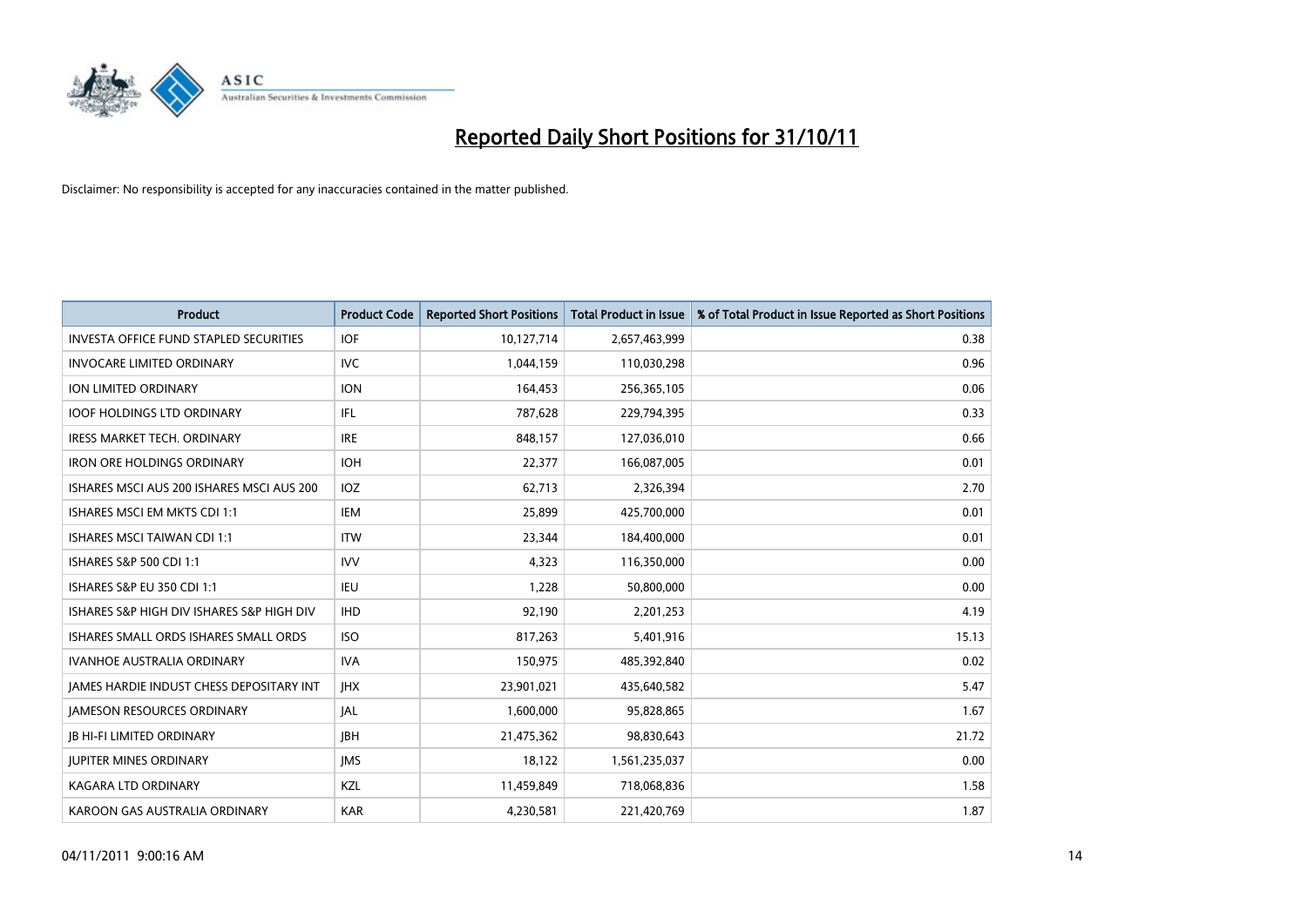# Reported Daily Short Positions for 31/10/11

Disclaimer: No responsibility is accepted for any inaccuracies contained in the matter published.

| Product | Product Code | Reported Short Positions | Total Product in Issue | % of Total Product in Issue Reported as Short Positions |
|---|---|---|---|---|
| INVESTA OFFICE FUND STAPLED SECURITIES | IOF | 10,127,714 | 2,657,463,999 | 0.38 |
| INVOCARE LIMITED ORDINARY | IVC | 1,044,159 | 110,030,298 | 0.96 |
| ION LIMITED ORDINARY | ION | 164,453 | 256,365,105 | 0.06 |
| IOOF HOLDINGS LTD ORDINARY | IFL | 787,628 | 229,794,395 | 0.33 |
| IRESS MARKET TECH. ORDINARY | IRE | 848,157 | 127,036,010 | 0.66 |
| IRON ORE HOLDINGS ORDINARY | IOH | 22,377 | 166,087,005 | 0.01 |
| ISHARES MSCI AUS 200 ISHARES MSCI AUS 200 | IOZ | 62,713 | 2,326,394 | 2.70 |
| ISHARES MSCI EM MKTS CDI 1:1 | IEM | 25,899 | 425,700,000 | 0.01 |
| ISHARES MSCI TAIWAN CDI 1:1 | ITW | 23,344 | 184,400,000 | 0.01 |
| ISHARES S&P 500 CDI 1:1 | IVV | 4,323 | 116,350,000 | 0.00 |
| ISHARES S&P EU 350 CDI 1:1 | IEU | 1,228 | 50,800,000 | 0.00 |
| ISHARES S&P HIGH DIV ISHARES S&P HIGH DIV | IHD | 92,190 | 2,201,253 | 4.19 |
| ISHARES SMALL ORDS ISHARES SMALL ORDS | ISO | 817,263 | 5,401,916 | 15.13 |
| IVANHOE AUSTRALIA ORDINARY | IVA | 150,975 | 485,392,840 | 0.02 |
| JAMES HARDIE INDUST CHESS DEPOSITARY INT | JHX | 23,901,021 | 435,640,582 | 5.47 |
| JAMESON RESOURCES ORDINARY | JAL | 1,600,000 | 95,828,865 | 1.67 |
| JB HI-FI LIMITED ORDINARY | JBH | 21,475,362 | 98,830,643 | 21.72 |
| JUPITER MINES ORDINARY | JMS | 18,122 | 1,561,235,037 | 0.00 |
| KAGARA LTD ORDINARY | KZL | 11,459,849 | 718,068,836 | 1.58 |
| KAROON GAS AUSTRALIA ORDINARY | KAR | 4,230,581 | 221,420,769 | 1.87 |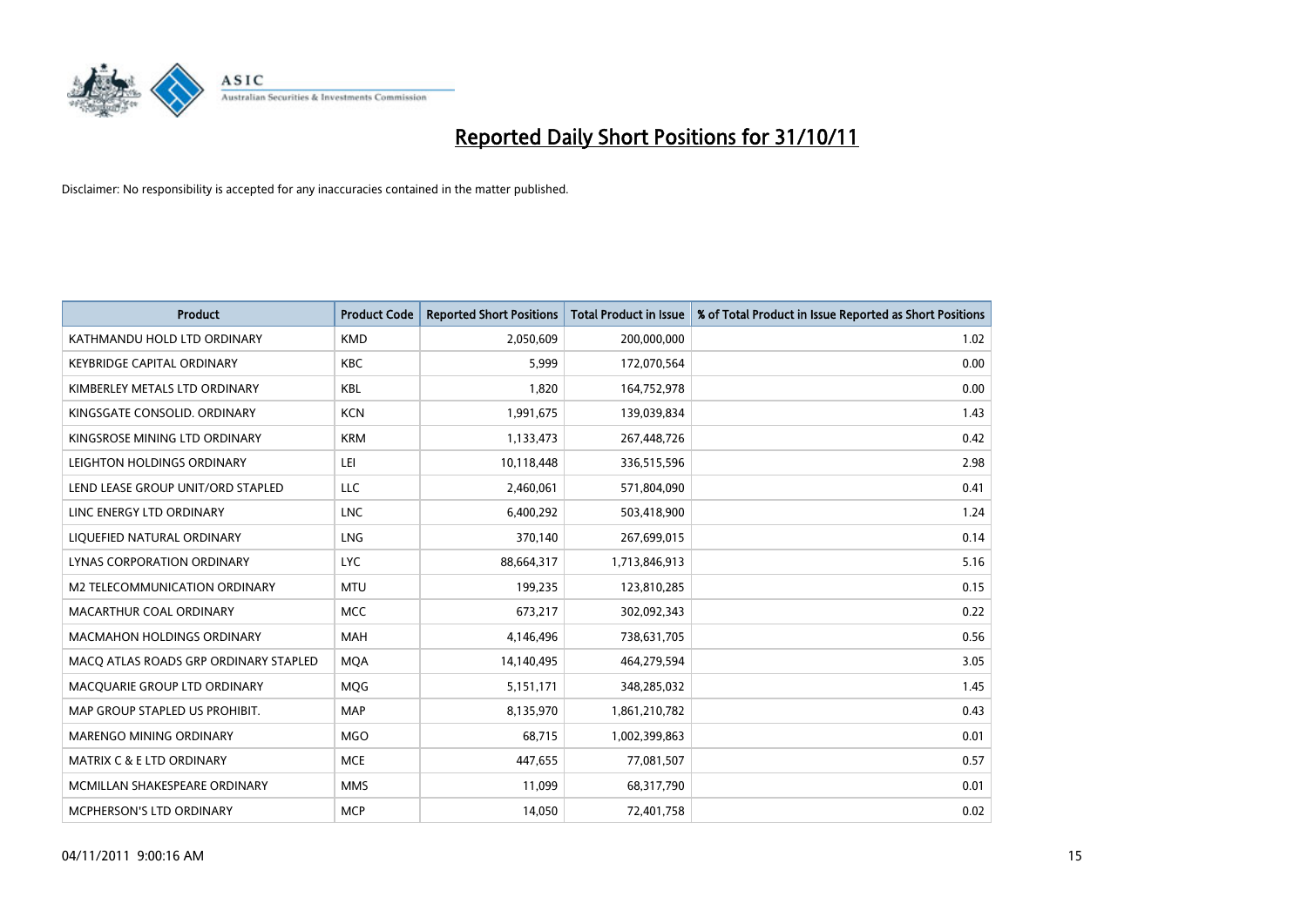# Reported Daily Short Positions for 31/10/11

Disclaimer: No responsibility is accepted for any inaccuracies contained in the matter published.

| Product | Product Code | Reported Short Positions | Total Product in Issue | % of Total Product in Issue Reported as Short Positions |
|---|---|---|---|---|
| KATHMANDU HOLD LTD ORDINARY | KMD | 2,050,609 | 200,000,000 | 1.02 |
| KEYBRIDGE CAPITAL ORDINARY | KBC | 5,999 | 172,070,564 | 0.00 |
| KIMBERLEY METALS LTD ORDINARY | KBL | 1,820 | 164,752,978 | 0.00 |
| KINGSGATE CONSOLID. ORDINARY | KCN | 1,991,675 | 139,039,834 | 1.43 |
| KINGSROSE MINING LTD ORDINARY | KRM | 1,133,473 | 267,448,726 | 0.42 |
| LEIGHTON HOLDINGS ORDINARY | LEI | 10,118,448 | 336,515,596 | 2.98 |
| LEND LEASE GROUP UNIT/ORD STAPLED | LLC | 2,460,061 | 571,804,090 | 0.41 |
| LINC ENERGY LTD ORDINARY | LNC | 6,400,292 | 503,418,900 | 1.24 |
| LIQUEFIED NATURAL ORDINARY | LNG | 370,140 | 267,699,015 | 0.14 |
| LYNAS CORPORATION ORDINARY | LYC | 88,664,317 | 1,713,846,913 | 5.16 |
| M2 TELECOMMUNICATION ORDINARY | MTU | 199,235 | 123,810,285 | 0.15 |
| MACARTHUR COAL ORDINARY | MCC | 673,217 | 302,092,343 | 0.22 |
| MACMAHON HOLDINGS ORDINARY | MAH | 4,146,496 | 738,631,705 | 0.56 |
| MACQ ATLAS ROADS GRP ORDINARY STAPLED | MQA | 14,140,495 | 464,279,594 | 3.05 |
| MACQUARIE GROUP LTD ORDINARY | MQG | 5,151,171 | 348,285,032 | 1.45 |
| MAP GROUP STAPLED US PROHIBIT. | MAP | 8,135,970 | 1,861,210,782 | 0.43 |
| MARENGO MINING ORDINARY | MGO | 68,715 | 1,002,399,863 | 0.01 |
| MATRIX C & E LTD ORDINARY | MCE | 447,655 | 77,081,507 | 0.57 |
| MCMILLAN SHAKESPEARE ORDINARY | MMS | 11,099 | 68,317,790 | 0.01 |
| MCPHERSON'S LTD ORDINARY | MCP | 14,050 | 72,401,758 | 0.02 |

04/11/2011 9:00:16 AM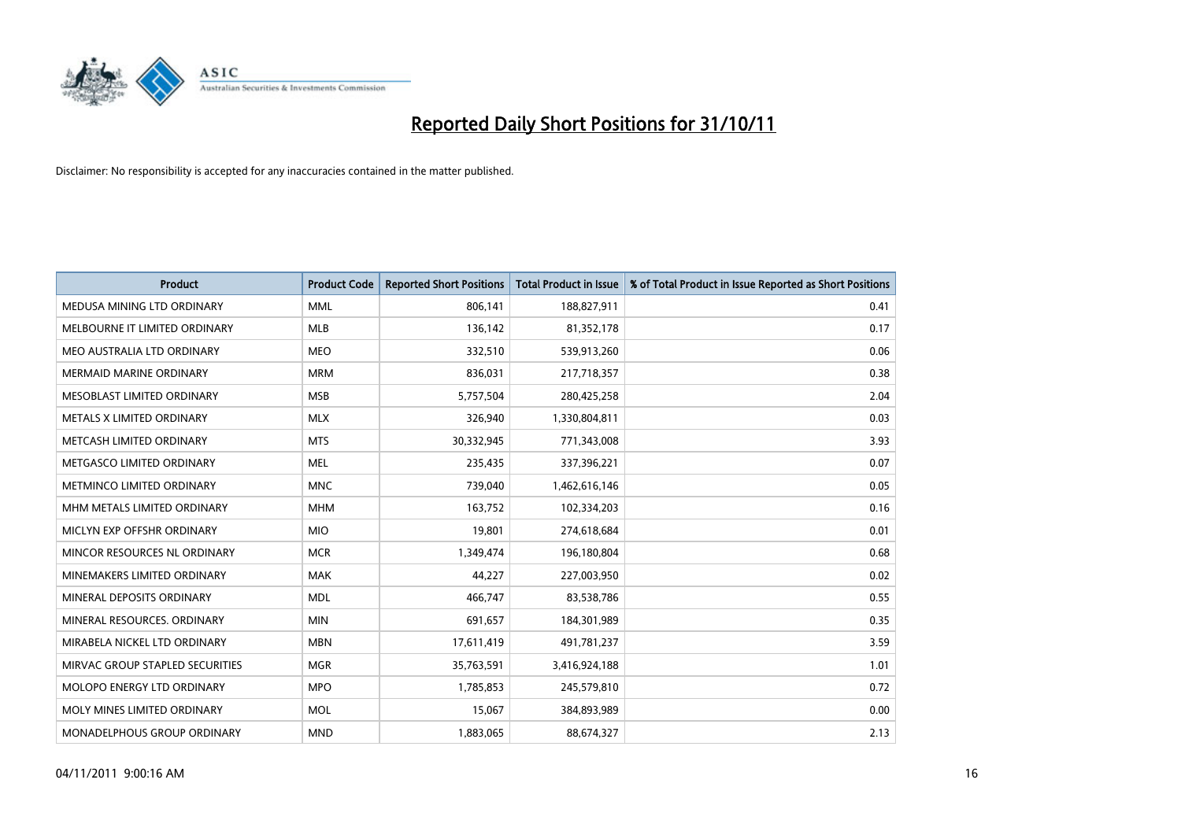# Reported Daily Short Positions for 31/10/11

Disclaimer: No responsibility is accepted for any inaccuracies contained in the matter published.

| Product | Product Code | Reported Short Positions | Total Product in Issue | % of Total Product in Issue Reported as Short Positions |
| --- | --- | --- | --- | --- |
| MEDUSA MINING LTD ORDINARY | MML | 806,141 | 188,827,911 | 0.41 |
| MELBOURNE IT LIMITED ORDINARY | MLB | 136,142 | 81,352,178 | 0.17 |
| MEO AUSTRALIA LTD ORDINARY | MEO | 332,510 | 539,913,260 | 0.06 |
| MERMAID MARINE ORDINARY | MRM | 836,031 | 217,718,357 | 0.38 |
| MESOBLAST LIMITED ORDINARY | MSB | 5,757,504 | 280,425,258 | 2.04 |
| METALS X LIMITED ORDINARY | MLX | 326,940 | 1,330,804,811 | 0.03 |
| METCASH LIMITED ORDINARY | MTS | 30,332,945 | 771,343,008 | 3.93 |
| METGASCO LIMITED ORDINARY | MEL | 235,435 | 337,396,221 | 0.07 |
| METMINCO LIMITED ORDINARY | MNC | 739,040 | 1,462,616,146 | 0.05 |
| MHM METALS LIMITED ORDINARY | MHM | 163,752 | 102,334,203 | 0.16 |
| MICLYN EXP OFFSHR ORDINARY | MIO | 19,801 | 274,618,684 | 0.01 |
| MINCOR RESOURCES NL ORDINARY | MCR | 1,349,474 | 196,180,804 | 0.68 |
| MINEMAKERS LIMITED ORDINARY | MAK | 44,227 | 227,003,950 | 0.02 |
| MINERAL DEPOSITS ORDINARY | MDL | 466,747 | 83,538,786 | 0.55 |
| MINERAL RESOURCES. ORDINARY | MIN | 691,657 | 184,301,989 | 0.35 |
| MIRABELA NICKEL LTD ORDINARY | MBN | 17,611,419 | 491,781,237 | 3.59 |
| MIRVAC GROUP STAPLED SECURITIES | MGR | 35,763,591 | 3,416,924,188 | 1.01 |
| MOLOPO ENERGY LTD ORDINARY | MPO | 1,785,853 | 245,579,810 | 0.72 |
| MOLY MINES LIMITED ORDINARY | MOL | 15,067 | 384,893,989 | 0.00 |
| MONADELPHOUS GROUP ORDINARY | MND | 1,883,065 | 88,674,327 | 2.13 |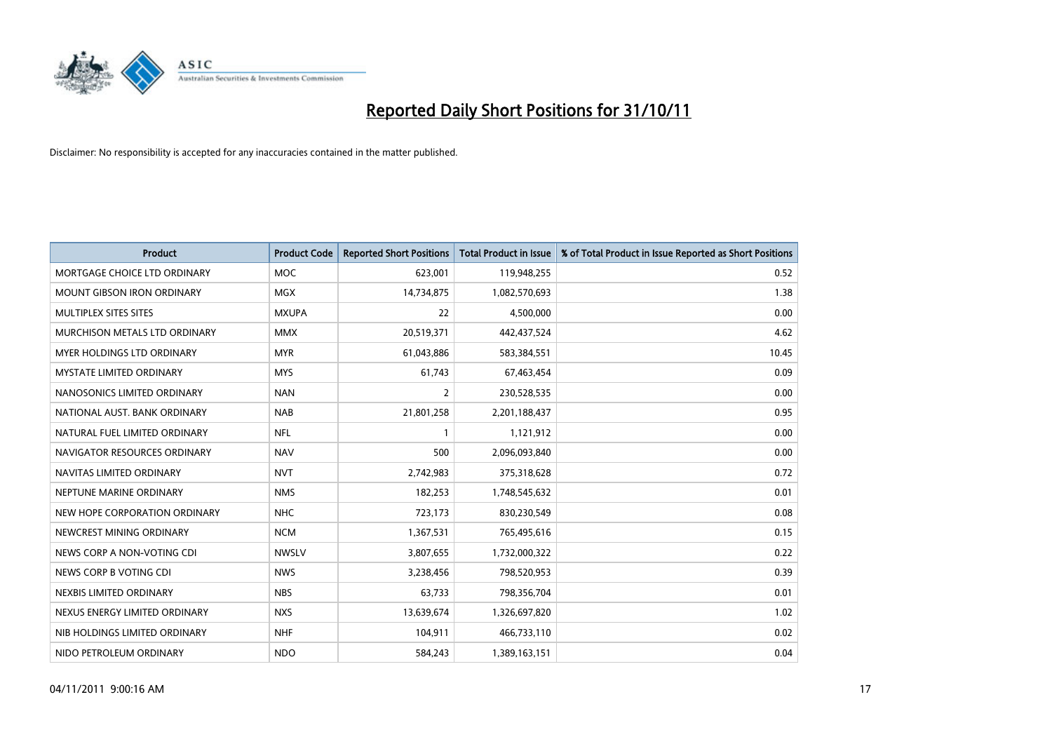# Reported Daily Short Positions for 31/10/11

Disclaimer: No responsibility is accepted for any inaccuracies contained in the matter published.

| Product | Product Code | Reported Short Positions | Total Product in Issue | % of Total Product in Issue Reported as Short Positions |
|---|---|---|---|---|
| MORTGAGE CHOICE LTD ORDINARY | MOC | 623,001 | 119,948,255 | 0.52 |
| MOUNT GIBSON IRON ORDINARY | MGX | 14,734,875 | 1,082,570,693 | 1.38 |
| MULTIPLEX SITES SITES | MXUPA | 22 | 4,500,000 | 0.00 |
| MURCHISON METALS LTD ORDINARY | MMX | 20,519,371 | 442,437,524 | 4.62 |
| MYER HOLDINGS LTD ORDINARY | MYR | 61,043,886 | 583,384,551 | 10.45 |
| MYSTATE LIMITED ORDINARY | MYS | 61,743 | 67,463,454 | 0.09 |
| NANOSONICS LIMITED ORDINARY | NAN | 2 | 230,528,535 | 0.00 |
| NATIONAL AUST. BANK ORDINARY | NAB | 21,801,258 | 2,201,188,437 | 0.95 |
| NATURAL FUEL LIMITED ORDINARY | NFL | 1 | 1,121,912 | 0.00 |
| NAVIGATOR RESOURCES ORDINARY | NAV | 500 | 2,096,093,840 | 0.00 |
| NAVITAS LIMITED ORDINARY | NVT | 2,742,983 | 375,318,628 | 0.72 |
| NEPTUNE MARINE ORDINARY | NMS | 182,253 | 1,748,545,632 | 0.01 |
| NEW HOPE CORPORATION ORDINARY | NHC | 723,173 | 830,230,549 | 0.08 |
| NEWCREST MINING ORDINARY | NCM | 1,367,531 | 765,495,616 | 0.15 |
| NEWS CORP A NON-VOTING CDI | NWSLV | 3,807,655 | 1,732,000,322 | 0.22 |
| NEWS CORP B VOTING CDI | NWS | 3,238,456 | 798,520,953 | 0.39 |
| NEXBIS LIMITED ORDINARY | NBS | 63,733 | 798,356,704 | 0.01 |
| NEXUS ENERGY LIMITED ORDINARY | NXS | 13,639,674 | 1,326,697,820 | 1.02 |
| NIB HOLDINGS LIMITED ORDINARY | NHF | 104,911 | 466,733,110 | 0.02 |
| NIDO PETROLEUM ORDINARY | NDO | 584,243 | 1,389,163,151 | 0.04 |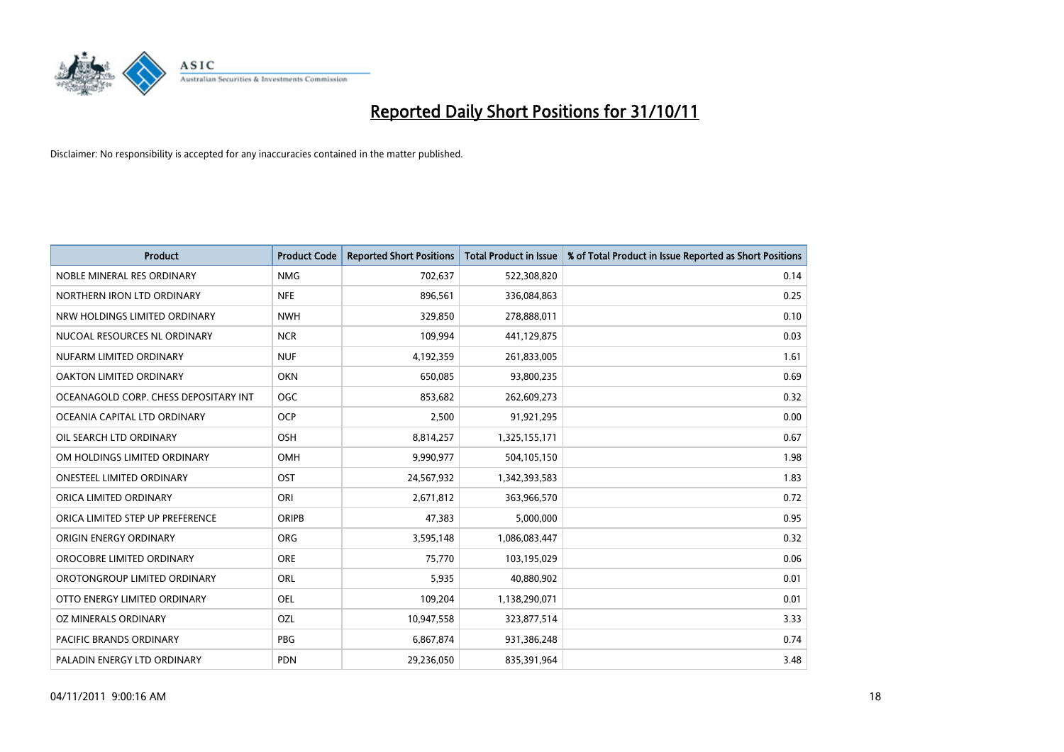# Reported Daily Short Positions for 31/10/11

Disclaimer: No responsibility is accepted for any inaccuracies contained in the matter published.

| Product | Product Code | Reported Short Positions | Total Product in Issue | % of Total Product in Issue Reported as Short Positions |
|---|---|---|---|---|
| NOBLE MINERAL RES ORDINARY | NMG | 702,637 | 522,308,820 | 0.14 |
| NORTHERN IRON LTD ORDINARY | NFE | 896,561 | 336,084,863 | 0.25 |
| NRW HOLDINGS LIMITED ORDINARY | NWH | 329,850 | 278,888,011 | 0.10 |
| NUCOAL RESOURCES NL ORDINARY | NCR | 109,994 | 441,129,875 | 0.03 |
| NUFARM LIMITED ORDINARY | NUF | 4,192,359 | 261,833,005 | 1.61 |
| OAKTON LIMITED ORDINARY | OKN | 650,085 | 93,800,235 | 0.69 |
| OCEANAGOLD CORP. CHESS DEPOSITARY INT | OGC | 853,682 | 262,609,273 | 0.32 |
| OCEANIA CAPITAL LTD ORDINARY | OCP | 2,500 | 91,921,295 | 0.00 |
| OIL SEARCH LTD ORDINARY | OSH | 8,814,257 | 1,325,155,171 | 0.67 |
| OM HOLDINGS LIMITED ORDINARY | OMH | 9,990,977 | 504,105,150 | 1.98 |
| ONESTEEL LIMITED ORDINARY | OST | 24,567,932 | 1,342,393,583 | 1.83 |
| ORICA LIMITED ORDINARY | ORI | 2,671,812 | 363,966,570 | 0.72 |
| ORICA LIMITED STEP UP PREFERENCE | ORIPB | 47,383 | 5,000,000 | 0.95 |
| ORIGIN ENERGY ORDINARY | ORG | 3,595,148 | 1,086,083,447 | 0.32 |
| OROCOBRE LIMITED ORDINARY | ORE | 75,770 | 103,195,029 | 0.06 |
| OROTONGROUP LIMITED ORDINARY | ORL | 5,935 | 40,880,902 | 0.01 |
| OTTO ENERGY LIMITED ORDINARY | OEL | 109,204 | 1,138,290,071 | 0.01 |
| OZ MINERALS ORDINARY | OZL | 10,947,558 | 323,877,514 | 3.33 |
| PACIFIC BRANDS ORDINARY | PBG | 6,867,874 | 931,386,248 | 0.74 |
| PALADIN ENERGY LTD ORDINARY | PDN | 29,236,050 | 835,391,964 | 3.48 |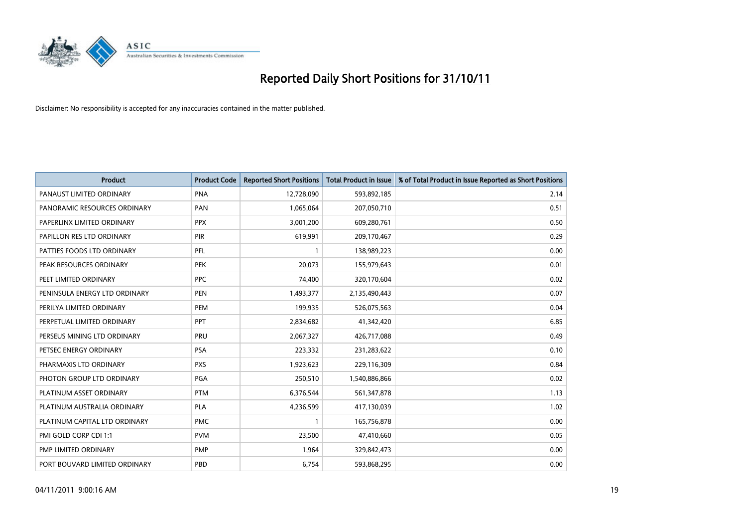# Reported Daily Short Positions for 31/10/11

Disclaimer: No responsibility is accepted for any inaccuracies contained in the matter published.

| Product | Product Code | Reported Short Positions | Total Product in Issue | % of Total Product in Issue Reported as Short Positions |
|---|---|---|---|---|
| PANAUST LIMITED ORDINARY | PNA | 12,728,090 | 593,892,185 | 2.14 |
| PANORAMIC RESOURCES ORDINARY | PAN | 1,065,064 | 207,050,710 | 0.51 |
| PAPERLINX LIMITED ORDINARY | PPX | 3,001,200 | 609,280,761 | 0.50 |
| PAPILLON RES LTD ORDINARY | PIR | 619,991 | 209,170,467 | 0.29 |
| PATTIES FOODS LTD ORDINARY | PFL | 1 | 138,989,223 | 0.00 |
| PEAK RESOURCES ORDINARY | PEK | 20,073 | 155,979,643 | 0.01 |
| PEET LIMITED ORDINARY | PPC | 74,400 | 320,170,604 | 0.02 |
| PENINSULA ENERGY LTD ORDINARY | PEN | 1,493,377 | 2,135,490,443 | 0.07 |
| PERILYA LIMITED ORDINARY | PEM | 199,935 | 526,075,563 | 0.04 |
| PERPETUAL LIMITED ORDINARY | PPT | 2,834,682 | 41,342,420 | 6.85 |
| PERSEUS MINING LTD ORDINARY | PRU | 2,067,327 | 426,717,088 | 0.49 |
| PETSEC ENERGY ORDINARY | PSA | 223,332 | 231,283,622 | 0.10 |
| PHARMAXIS LTD ORDINARY | PXS | 1,923,623 | 229,116,309 | 0.84 |
| PHOTON GROUP LTD ORDINARY | PGA | 250,510 | 1,540,886,866 | 0.02 |
| PLATINUM ASSET ORDINARY | PTM | 6,376,544 | 561,347,878 | 1.13 |
| PLATINUM AUSTRALIA ORDINARY | PLA | 4,236,599 | 417,130,039 | 1.02 |
| PLATINUM CAPITAL LTD ORDINARY | PMC | 1 | 165,756,878 | 0.00 |
| PMI GOLD CORP CDI 1:1 | PVM | 23,500 | 47,410,660 | 0.05 |
| PMP LIMITED ORDINARY | PMP | 1,964 | 329,842,473 | 0.00 |
| PORT BOUVARD LIMITED ORDINARY | PBD | 6,754 | 593,868,295 | 0.00 |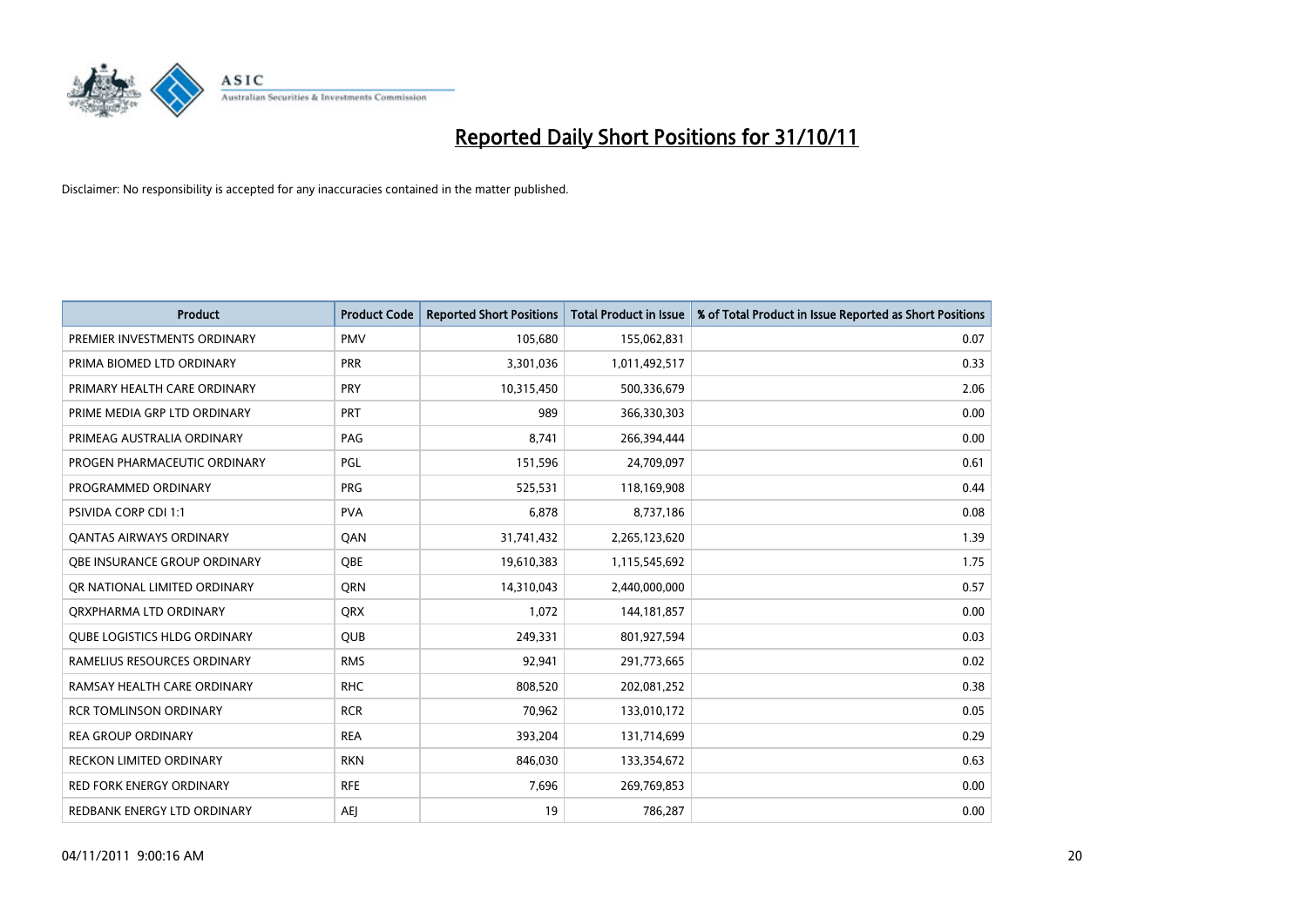# Reported Daily Short Positions for 31/10/11

Disclaimer: No responsibility is accepted for any inaccuracies contained in the matter published.

| Product | Product Code | Reported Short Positions | Total Product in Issue | % of Total Product in Issue Reported as Short Positions |
|---|---|---|---|---|
| PREMIER INVESTMENTS ORDINARY | PMV | 105,680 | 155,062,831 | 0.07 |
| PRIMA BIOMED LTD ORDINARY | PRR | 3,301,036 | 1,011,492,517 | 0.33 |
| PRIMARY HEALTH CARE ORDINARY | PRY | 10,315,450 | 500,336,679 | 2.06 |
| PRIME MEDIA GRP LTD ORDINARY | PRT | 989 | 366,330,303 | 0.00 |
| PRIMEAG AUSTRALIA ORDINARY | PAG | 8,741 | 266,394,444 | 0.00 |
| PROGEN PHARMACEUTIC ORDINARY | PGL | 151,596 | 24,709,097 | 0.61 |
| PROGRAMMED ORDINARY | PRG | 525,531 | 118,169,908 | 0.44 |
| PSIVIDA CORP CDI 1:1 | PVA | 6,878 | 8,737,186 | 0.08 |
| QANTAS AIRWAYS ORDINARY | QAN | 31,741,432 | 2,265,123,620 | 1.39 |
| QBE INSURANCE GROUP ORDINARY | QBE | 19,610,383 | 1,115,545,692 | 1.75 |
| QR NATIONAL LIMITED ORDINARY | QRN | 14,310,043 | 2,440,000,000 | 0.57 |
| QRXPHARMA LTD ORDINARY | QRX | 1,072 | 144,181,857 | 0.00 |
| QUBE LOGISTICS HLDG ORDINARY | QUB | 249,331 | 801,927,594 | 0.03 |
| RAMELIUS RESOURCES ORDINARY | RMS | 92,941 | 291,773,665 | 0.02 |
| RAMSAY HEALTH CARE ORDINARY | RHC | 808,520 | 202,081,252 | 0.38 |
| RCR TOMLINSON ORDINARY | RCR | 70,962 | 133,010,172 | 0.05 |
| REA GROUP ORDINARY | REA | 393,204 | 131,714,699 | 0.29 |
| RECKON LIMITED ORDINARY | RKN | 846,030 | 133,354,672 | 0.63 |
| RED FORK ENERGY ORDINARY | RFE | 7,696 | 269,769,853 | 0.00 |
| REDBANK ENERGY LTD ORDINARY | AEJ | 19 | 786,287 | 0.00 |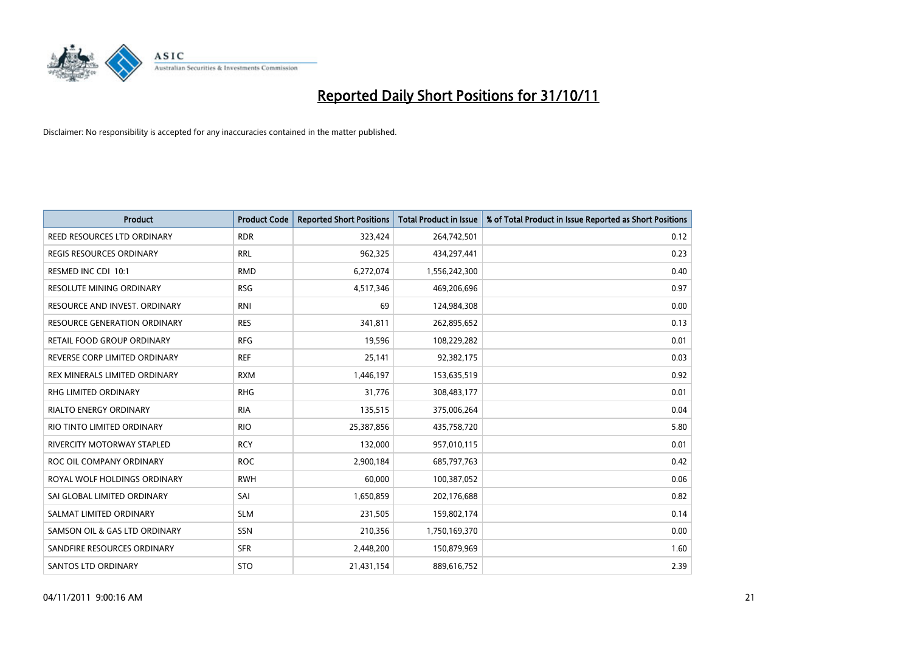# Reported Daily Short Positions for 31/10/11

Disclaimer: No responsibility is accepted for any inaccuracies contained in the matter published.

| Product | Product Code | Reported Short Positions | Total Product in Issue | % of Total Product in Issue Reported as Short Positions |
|---|---|---|---|---|
| REED RESOURCES LTD ORDINARY | RDR | 323,424 | 264,742,501 | 0.12 |
| REGIS RESOURCES ORDINARY | RRL | 962,325 | 434,297,441 | 0.23 |
| RESMED INC CDI 10:1 | RMD | 6,272,074 | 1,556,242,300 | 0.40 |
| RESOLUTE MINING ORDINARY | RSG | 4,517,346 | 469,206,696 | 0.97 |
| RESOURCE AND INVEST. ORDINARY | RNI | 69 | 124,984,308 | 0.00 |
| RESOURCE GENERATION ORDINARY | RES | 341,811 | 262,895,652 | 0.13 |
| RETAIL FOOD GROUP ORDINARY | RFG | 19,596 | 108,229,282 | 0.01 |
| REVERSE CORP LIMITED ORDINARY | REF | 25,141 | 92,382,175 | 0.03 |
| REX MINERALS LIMITED ORDINARY | RXM | 1,446,197 | 153,635,519 | 0.92 |
| RHG LIMITED ORDINARY | RHG | 31,776 | 308,483,177 | 0.01 |
| RIALTO ENERGY ORDINARY | RIA | 135,515 | 375,006,264 | 0.04 |
| RIO TINTO LIMITED ORDINARY | RIO | 25,387,856 | 435,758,720 | 5.80 |
| RIVERCITY MOTORWAY STAPLED | RCY | 132,000 | 957,010,115 | 0.01 |
| ROC OIL COMPANY ORDINARY | ROC | 2,900,184 | 685,797,763 | 0.42 |
| ROYAL WOLF HOLDINGS ORDINARY | RWH | 60,000 | 100,387,052 | 0.06 |
| SAI GLOBAL LIMITED ORDINARY | SAI | 1,650,859 | 202,176,688 | 0.82 |
| SALMAT LIMITED ORDINARY | SLM | 231,505 | 159,802,174 | 0.14 |
| SAMSON OIL & GAS LTD ORDINARY | SSN | 210,356 | 1,750,169,370 | 0.00 |
| SANDFIRE RESOURCES ORDINARY | SFR | 2,448,200 | 150,879,969 | 1.60 |
| SANTOS LTD ORDINARY | STO | 21,431,154 | 889,616,752 | 2.39 |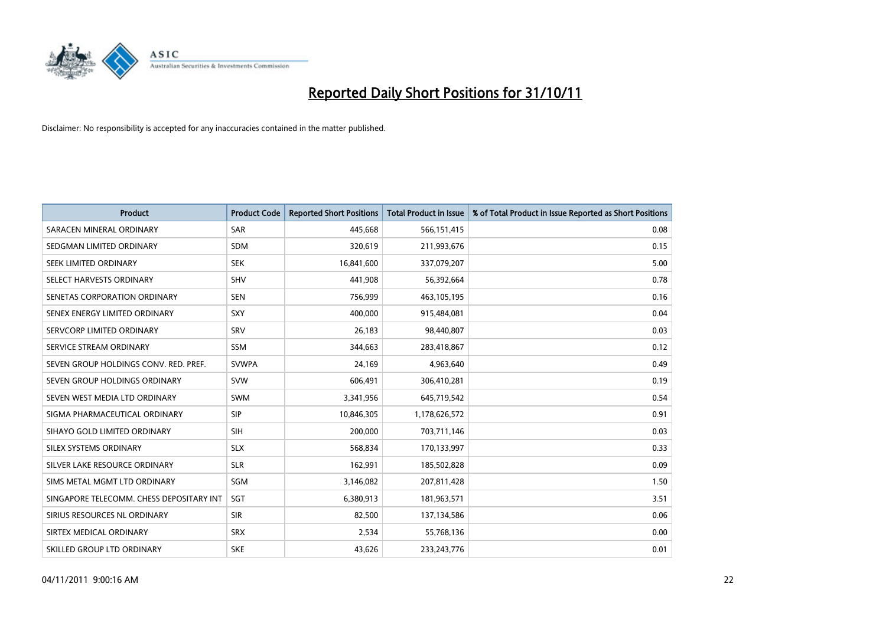# Reported Daily Short Positions for 31/10/11

Disclaimer: No responsibility is accepted for any inaccuracies contained in the matter published.

| Product | Product Code | Reported Short Positions | Total Product in Issue | % of Total Product in Issue Reported as Short Positions |
|---|---|---|---|---|
| SARACEN MINERAL ORDINARY | SAR | 445,668 | 566,151,415 | 0.08 |
| SEDGMAN LIMITED ORDINARY | SDM | 320,619 | 211,993,676 | 0.15 |
| SEEK LIMITED ORDINARY | SEK | 16,841,600 | 337,079,207 | 5.00 |
| SELECT HARVESTS ORDINARY | SHV | 441,908 | 56,392,664 | 0.78 |
| SENETAS CORPORATION ORDINARY | SEN | 756,999 | 463,105,195 | 0.16 |
| SENEX ENERGY LIMITED ORDINARY | SXY | 400,000 | 915,484,081 | 0.04 |
| SERVCORP LIMITED ORDINARY | SRV | 26,183 | 98,440,807 | 0.03 |
| SERVICE STREAM ORDINARY | SSM | 344,663 | 283,418,867 | 0.12 |
| SEVEN GROUP HOLDINGS CONV. RED. PREF. | SVWPA | 24,169 | 4,963,640 | 0.49 |
| SEVEN GROUP HOLDINGS ORDINARY | SVW | 606,491 | 306,410,281 | 0.19 |
| SEVEN WEST MEDIA LTD ORDINARY | SWM | 3,341,956 | 645,719,542 | 0.54 |
| SIGMA PHARMACEUTICAL ORDINARY | SIP | 10,846,305 | 1,178,626,572 | 0.91 |
| SIHAYO GOLD LIMITED ORDINARY | SIH | 200,000 | 703,711,146 | 0.03 |
| SILEX SYSTEMS ORDINARY | SLX | 568,834 | 170,133,997 | 0.33 |
| SILVER LAKE RESOURCE ORDINARY | SLR | 162,991 | 185,502,828 | 0.09 |
| SIMS METAL MGMT LTD ORDINARY | SGM | 3,146,082 | 207,811,428 | 1.50 |
| SINGAPORE TELECOMM. CHESS DEPOSITARY INT | SGT | 6,380,913 | 181,963,571 | 3.51 |
| SIRIUS RESOURCES NL ORDINARY | SIR | 82,500 | 137,134,586 | 0.06 |
| SIRTEX MEDICAL ORDINARY | SRX | 2,534 | 55,768,136 | 0.00 |
| SKILLED GROUP LTD ORDINARY | SKE | 43,626 | 233,243,776 | 0.01 |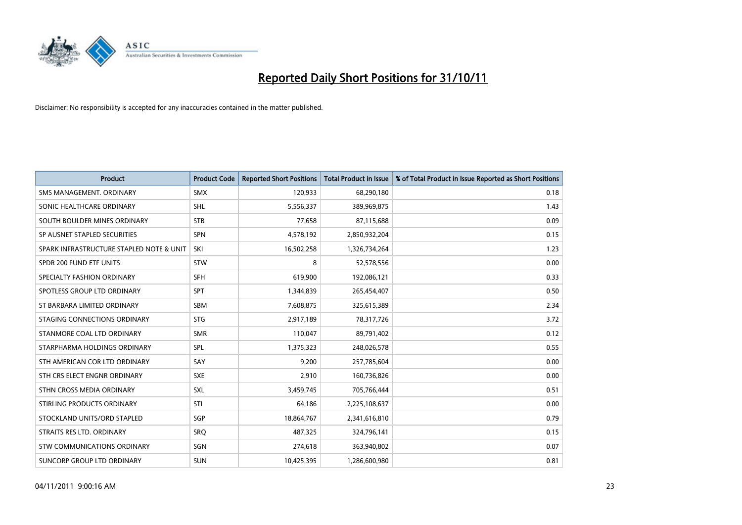# Reported Daily Short Positions for 31/10/11

Disclaimer: No responsibility is accepted for any inaccuracies contained in the matter published.

| Product | Product Code | Reported Short Positions | Total Product in Issue | % of Total Product in Issue Reported as Short Positions |
|---|---|---|---|---|
| SMS MANAGEMENT. ORDINARY | SMX | 120,933 | 68,290,180 | 0.18 |
| SONIC HEALTHCARE ORDINARY | SHL | 5,556,337 | 389,969,875 | 1.43 |
| SOUTH BOULDER MINES ORDINARY | STB | 77,658 | 87,115,688 | 0.09 |
| SP AUSNET STAPLED SECURITIES | SPN | 4,578,192 | 2,850,932,204 | 0.15 |
| SPARK INFRASTRUCTURE STAPLED NOTE & UNIT | SKI | 16,502,258 | 1,326,734,264 | 1.23 |
| SPDR 200 FUND ETF UNITS | STW | 8 | 52,578,556 | 0.00 |
| SPECIALTY FASHION ORDINARY | SFH | 619,900 | 192,086,121 | 0.33 |
| SPOTLESS GROUP LTD ORDINARY | SPT | 1,344,839 | 265,454,407 | 0.50 |
| ST BARBARA LIMITED ORDINARY | SBM | 7,608,875 | 325,615,389 | 2.34 |
| STAGING CONNECTIONS ORDINARY | STG | 2,917,189 | 78,317,726 | 3.72 |
| STANMORE COAL LTD ORDINARY | SMR | 110,047 | 89,791,402 | 0.12 |
| STARPHARMA HOLDINGS ORDINARY | SPL | 1,375,323 | 248,026,578 | 0.55 |
| STH AMERICAN COR LTD ORDINARY | SAY | 9,200 | 257,785,604 | 0.00 |
| STH CRS ELECT ENGNR ORDINARY | SXE | 2,910 | 160,736,826 | 0.00 |
| STHN CROSS MEDIA ORDINARY | SXL | 3,459,745 | 705,766,444 | 0.51 |
| STIRLING PRODUCTS ORDINARY | STI | 64,186 | 2,225,108,637 | 0.00 |
| STOCKLAND UNITS/ORD STAPLED | SGP | 18,864,767 | 2,341,616,810 | 0.79 |
| STRAITS RES LTD. ORDINARY | SRQ | 487,325 | 324,796,141 | 0.15 |
| STW COMMUNICATIONS ORDINARY | SGN | 274,618 | 363,940,802 | 0.07 |
| SUNCORP GROUP LTD ORDINARY | SUN | 10,425,395 | 1,286,600,980 | 0.81 |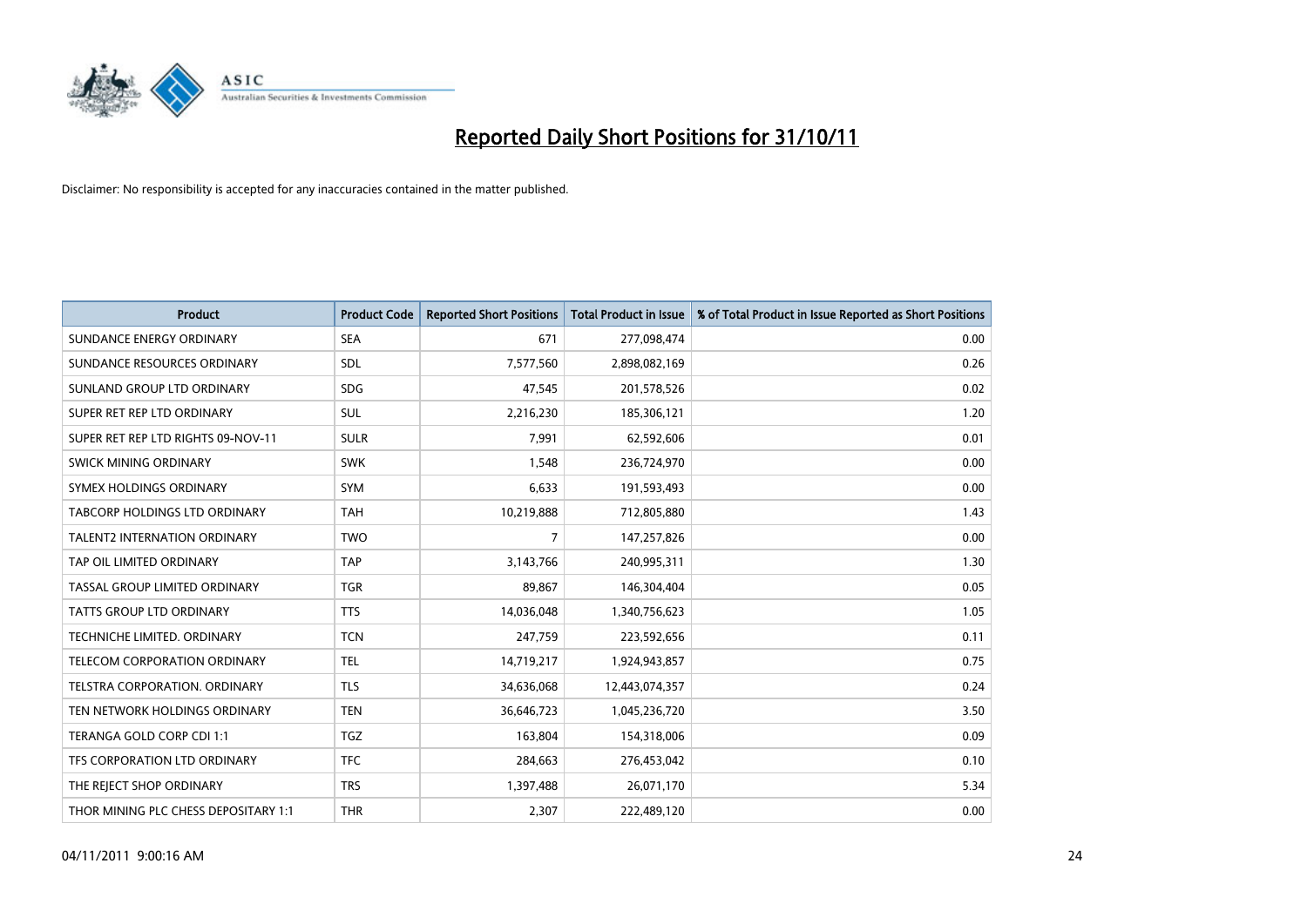# Reported Daily Short Positions for 31/10/11

Disclaimer: No responsibility is accepted for any inaccuracies contained in the matter published.

| Product | Product Code | Reported Short Positions | Total Product in Issue | % of Total Product in Issue Reported as Short Positions |
|---|---|---|---|---|
| SUNDANCE ENERGY ORDINARY | SEA | 671 | 277,098,474 | 0.00 |
| SUNDANCE RESOURCES ORDINARY | SDL | 7,577,560 | 2,898,082,169 | 0.26 |
| SUNLAND GROUP LTD ORDINARY | SDG | 47,545 | 201,578,526 | 0.02 |
| SUPER RET REP LTD ORDINARY | SUL | 2,216,230 | 185,306,121 | 1.20 |
| SUPER RET REP LTD RIGHTS 09-NOV-11 | SULR | 7,991 | 62,592,606 | 0.01 |
| SWICK MINING ORDINARY | SWK | 1,548 | 236,724,970 | 0.00 |
| SYMEX HOLDINGS ORDINARY | SYM | 6,633 | 191,593,493 | 0.00 |
| TABCORP HOLDINGS LTD ORDINARY | TAH | 10,219,888 | 712,805,880 | 1.43 |
| TALENT2 INTERNATION ORDINARY | TWO | 7 | 147,257,826 | 0.00 |
| TAP OIL LIMITED ORDINARY | TAP | 3,143,766 | 240,995,311 | 1.30 |
| TASSAL GROUP LIMITED ORDINARY | TGR | 89,867 | 146,304,404 | 0.05 |
| TATTS GROUP LTD ORDINARY | TTS | 14,036,048 | 1,340,756,623 | 1.05 |
| TECHNICHE LIMITED. ORDINARY | TCN | 247,759 | 223,592,656 | 0.11 |
| TELECOM CORPORATION ORDINARY | TEL | 14,719,217 | 1,924,943,857 | 0.75 |
| TELSTRA CORPORATION. ORDINARY | TLS | 34,636,068 | 12,443,074,357 | 0.24 |
| TEN NETWORK HOLDINGS ORDINARY | TEN | 36,646,723 | 1,045,236,720 | 3.50 |
| TERANGA GOLD CORP CDI 1:1 | TGZ | 163,804 | 154,318,006 | 0.09 |
| TFS CORPORATION LTD ORDINARY | TFC | 284,663 | 276,453,042 | 0.10 |
| THE REJECT SHOP ORDINARY | TRS | 1,397,488 | 26,071,170 | 5.34 |
| THOR MINING PLC CHESS DEPOSITARY 1:1 | THR | 2,307 | 222,489,120 | 0.00 |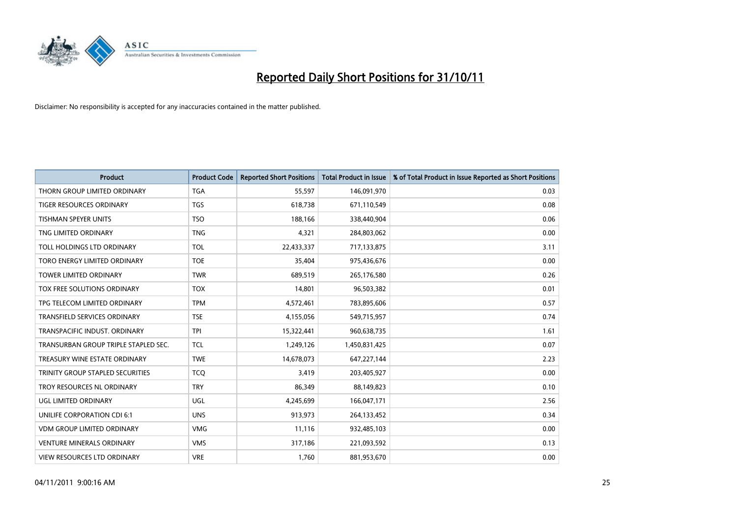# Reported Daily Short Positions for 31/10/11

Disclaimer: No responsibility is accepted for any inaccuracies contained in the matter published.

| Product | Product Code | Reported Short Positions | Total Product in Issue | % of Total Product in Issue Reported as Short Positions |
| --- | --- | --- | --- | --- |
| THORN GROUP LIMITED ORDINARY | TGA | 55,597 | 146,091,970 | 0.03 |
| TIGER RESOURCES ORDINARY | TGS | 618,738 | 671,110,549 | 0.08 |
| TISHMAN SPEYER UNITS | TSO | 188,166 | 338,440,904 | 0.06 |
| TNG LIMITED ORDINARY | TNG | 4,321 | 284,803,062 | 0.00 |
| TOLL HOLDINGS LTD ORDINARY | TOL | 22,433,337 | 717,133,875 | 3.11 |
| TORO ENERGY LIMITED ORDINARY | TOE | 35,404 | 975,436,676 | 0.00 |
| TOWER LIMITED ORDINARY | TWR | 689,519 | 265,176,580 | 0.26 |
| TOX FREE SOLUTIONS ORDINARY | TOX | 14,801 | 96,503,382 | 0.01 |
| TPG TELECOM LIMITED ORDINARY | TPM | 4,572,461 | 783,895,606 | 0.57 |
| TRANSFIELD SERVICES ORDINARY | TSE | 4,155,056 | 549,715,957 | 0.74 |
| TRANSPACIFIC INDUST. ORDINARY | TPI | 15,322,441 | 960,638,735 | 1.61 |
| TRANSURBAN GROUP TRIPLE STAPLED SEC. | TCL | 1,249,126 | 1,450,831,425 | 0.07 |
| TREASURY WINE ESTATE ORDINARY | TWE | 14,678,073 | 647,227,144 | 2.23 |
| TRINITY GROUP STAPLED SECURITIES | TCQ | 3,419 | 203,405,927 | 0.00 |
| TROY RESOURCES NL ORDINARY | TRY | 86,349 | 88,149,823 | 0.10 |
| UGL LIMITED ORDINARY | UGL | 4,245,699 | 166,047,171 | 2.56 |
| UNILIFE CORPORATION CDI 6:1 | UNS | 913,973 | 264,133,452 | 0.34 |
| VDM GROUP LIMITED ORDINARY | VMG | 11,116 | 932,485,103 | 0.00 |
| VENTURE MINERALS ORDINARY | VMS | 317,186 | 221,093,592 | 0.13 |
| VIEW RESOURCES LTD ORDINARY | VRE | 1,760 | 881,953,670 | 0.00 |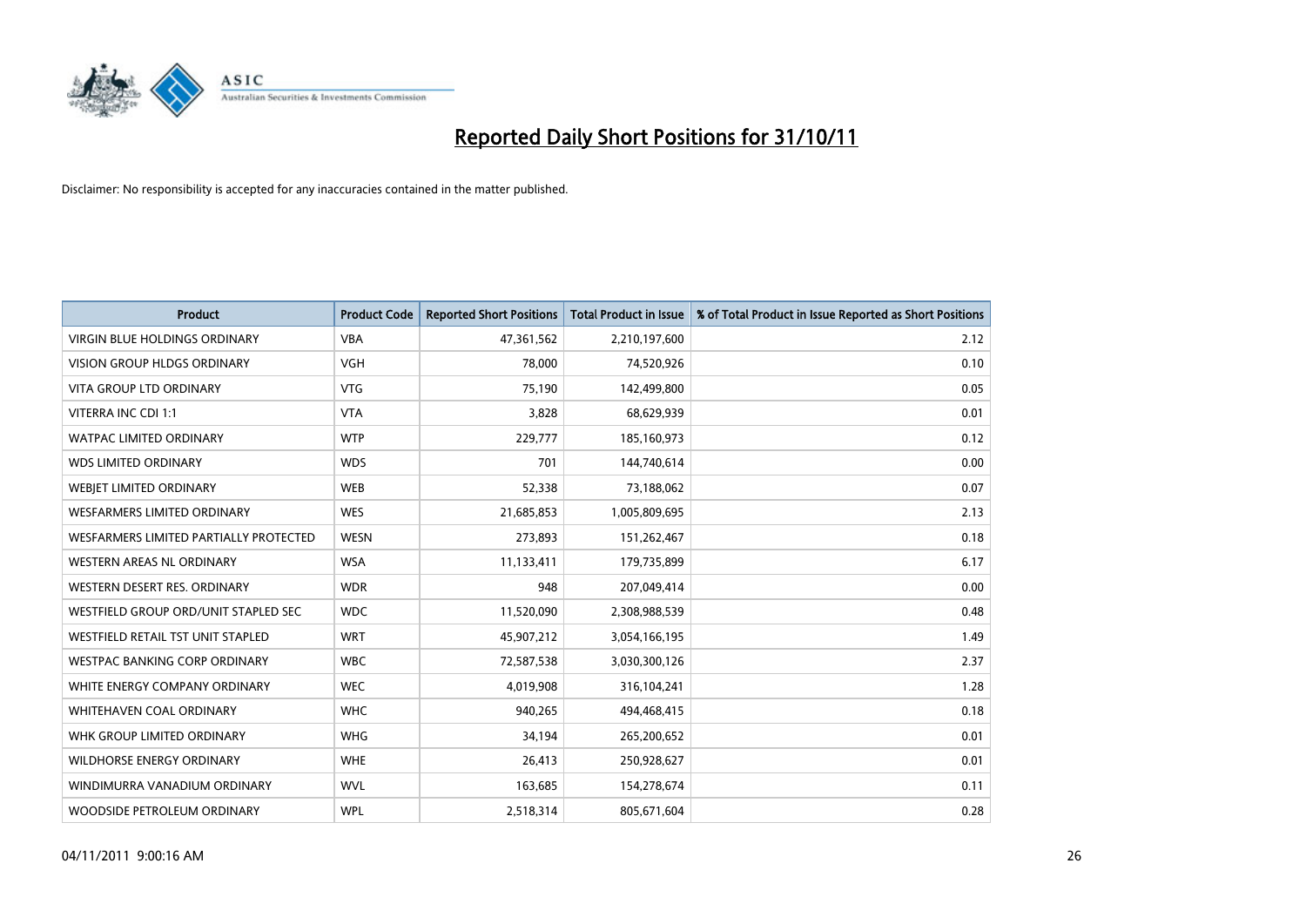# Reported Daily Short Positions for 31/10/11

Disclaimer: No responsibility is accepted for any inaccuracies contained in the matter published.

| Product | Product Code | Reported Short Positions | Total Product in Issue | % of Total Product in Issue Reported as Short Positions |
|---|---|---|---|---|
| VIRGIN BLUE HOLDINGS ORDINARY | VBA | 47,361,562 | 2,210,197,600 | 2.12 |
| VISION GROUP HLDGS ORDINARY | VGH | 78,000 | 74,520,926 | 0.10 |
| VITA GROUP LTD ORDINARY | VTG | 75,190 | 142,499,800 | 0.05 |
| VITERRA INC CDI 1:1 | VTA | 3,828 | 68,629,939 | 0.01 |
| WATPAC LIMITED ORDINARY | WTP | 229,777 | 185,160,973 | 0.12 |
| WDS LIMITED ORDINARY | WDS | 701 | 144,740,614 | 0.00 |
| WEBJET LIMITED ORDINARY | WEB | 52,338 | 73,188,062 | 0.07 |
| WESFARMERS LIMITED ORDINARY | WES | 21,685,853 | 1,005,809,695 | 2.13 |
| WESFARMERS LIMITED PARTIALLY PROTECTED | WESN | 273,893 | 151,262,467 | 0.18 |
| WESTERN AREAS NL ORDINARY | WSA | 11,133,411 | 179,735,899 | 6.17 |
| WESTERN DESERT RES. ORDINARY | WDR | 948 | 207,049,414 | 0.00 |
| WESTFIELD GROUP ORD/UNIT STAPLED SEC | WDC | 11,520,090 | 2,308,988,539 | 0.48 |
| WESTFIELD RETAIL TST UNIT STAPLED | WRT | 45,907,212 | 3,054,166,195 | 1.49 |
| WESTPAC BANKING CORP ORDINARY | WBC | 72,587,538 | 3,030,300,126 | 2.37 |
| WHITE ENERGY COMPANY ORDINARY | WEC | 4,019,908 | 316,104,241 | 1.28 |
| WHITEHAVEN COAL ORDINARY | WHC | 940,265 | 494,468,415 | 0.18 |
| WHK GROUP LIMITED ORDINARY | WHG | 34,194 | 265,200,652 | 0.01 |
| WILDHORSE ENERGY ORDINARY | WHE | 26,413 | 250,928,627 | 0.01 |
| WINDIMURRA VANADIUM ORDINARY | WVL | 163,685 | 154,278,674 | 0.11 |
| WOODSIDE PETROLEUM ORDINARY | WPL | 2,518,314 | 805,671,604 | 0.28 |

04/11/2011 9:00:16 AM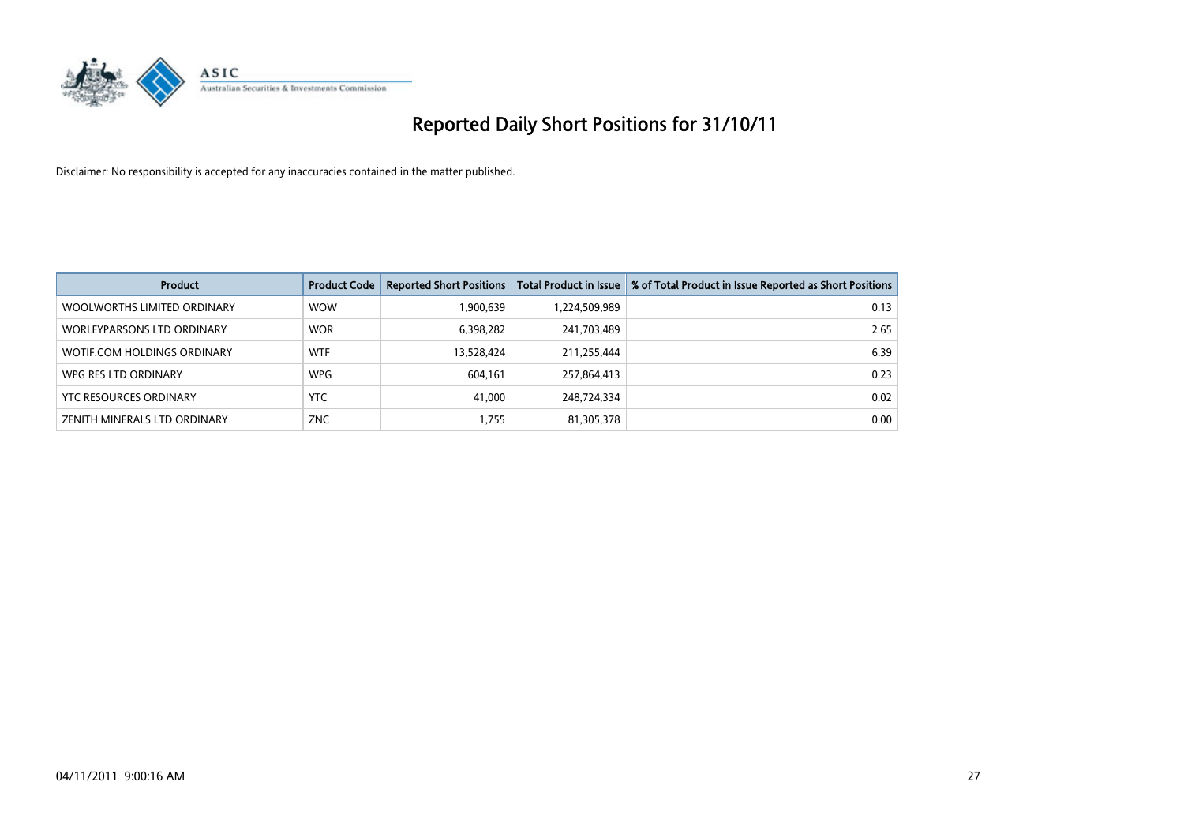# Reported Daily Short Positions for 31/10/11

Disclaimer: No responsibility is accepted for any inaccuracies contained in the matter published.

| Product | Product Code | Reported Short Positions | Total Product in Issue | % of Total Product in Issue Reported as Short Positions |
|---|---|---|---|---|
| WOOLWORTHS LIMITED ORDINARY | WOW | 1,900,639 | 1,224,509,989 | 0.13 |
| WORLEYPARSONS LTD ORDINARY | WOR | 6,398,282 | 241,703,489 | 2.65 |
| WOTIF.COM HOLDINGS ORDINARY | WTF | 13,528,424 | 211,255,444 | 6.39 |
| WPG RES LTD ORDINARY | WPG | 604,161 | 257,864,413 | 0.23 |
| YTC RESOURCES ORDINARY | YTC | 41,000 | 248,724,334 | 0.02 |
| ZENITH MINERALS LTD ORDINARY | ZNC | 1,755 | 81,305,378 | 0.00 |

04/11/2011 9:00:16 AM